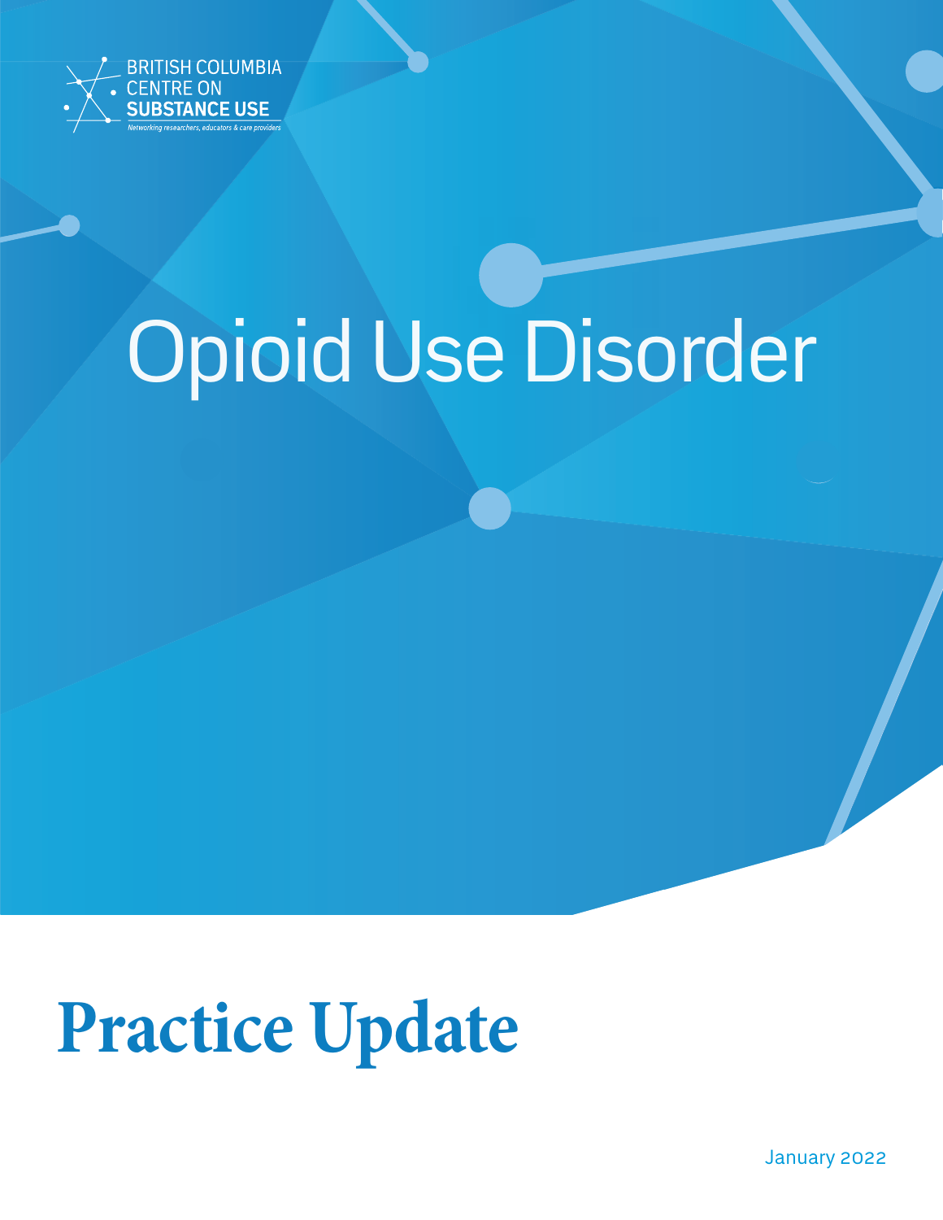BRITISH COLUMBIA
CENTRE ON
SUBSTANCE USE
Networking researchers, educators & care providers

# Opioid Use Disorder

# Practice Update

January 2022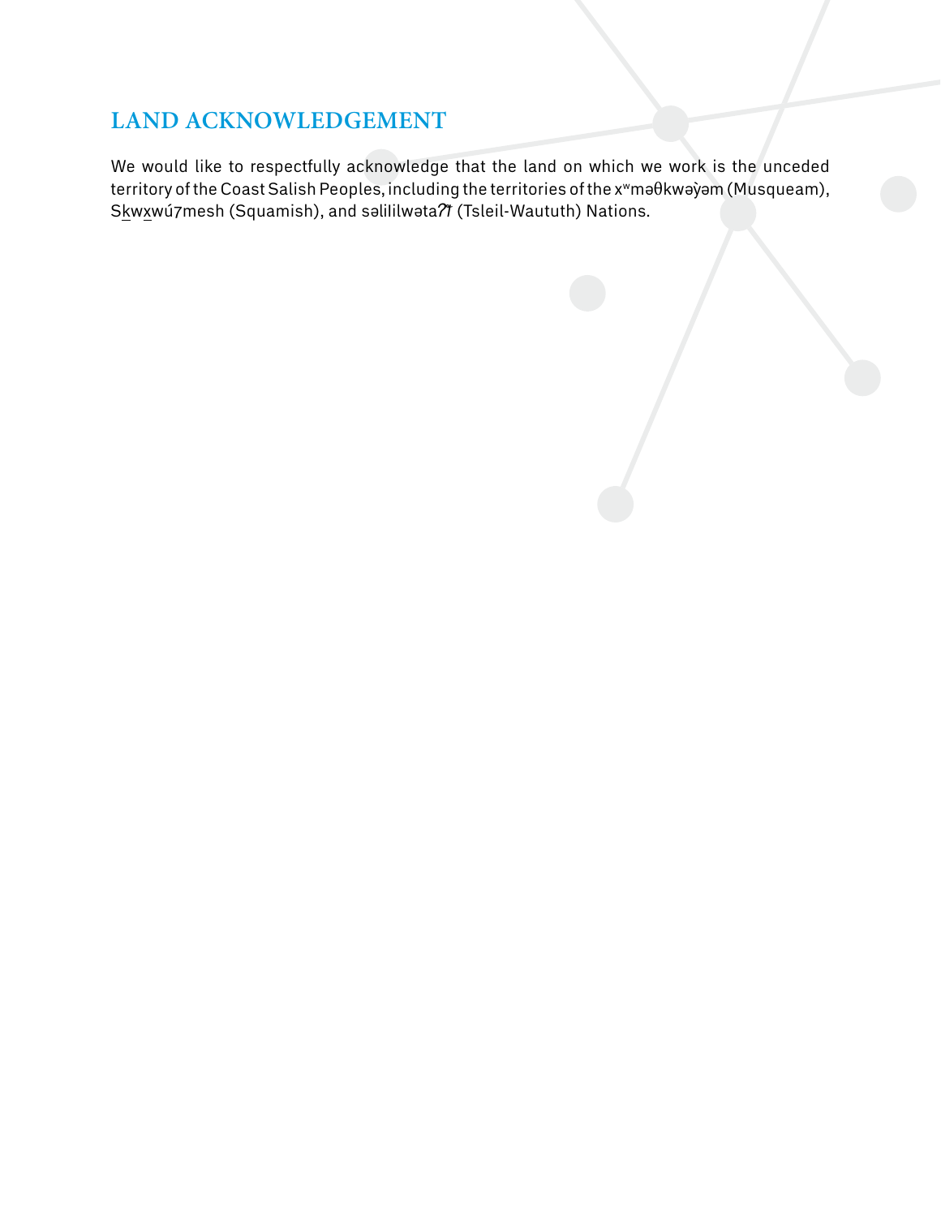## LAND ACKNOWLEDGEMENT

We would like to respectfully acknowledge that the land on which we work is the unceded territory of the Coast Salish Peoples, including the territories of the xʷməθkwəy̓əm (Musqueam), Sḵwx̱wú7mesh (Squamish), and səlilwətaɬ (Tsleil-Waututh) Nations.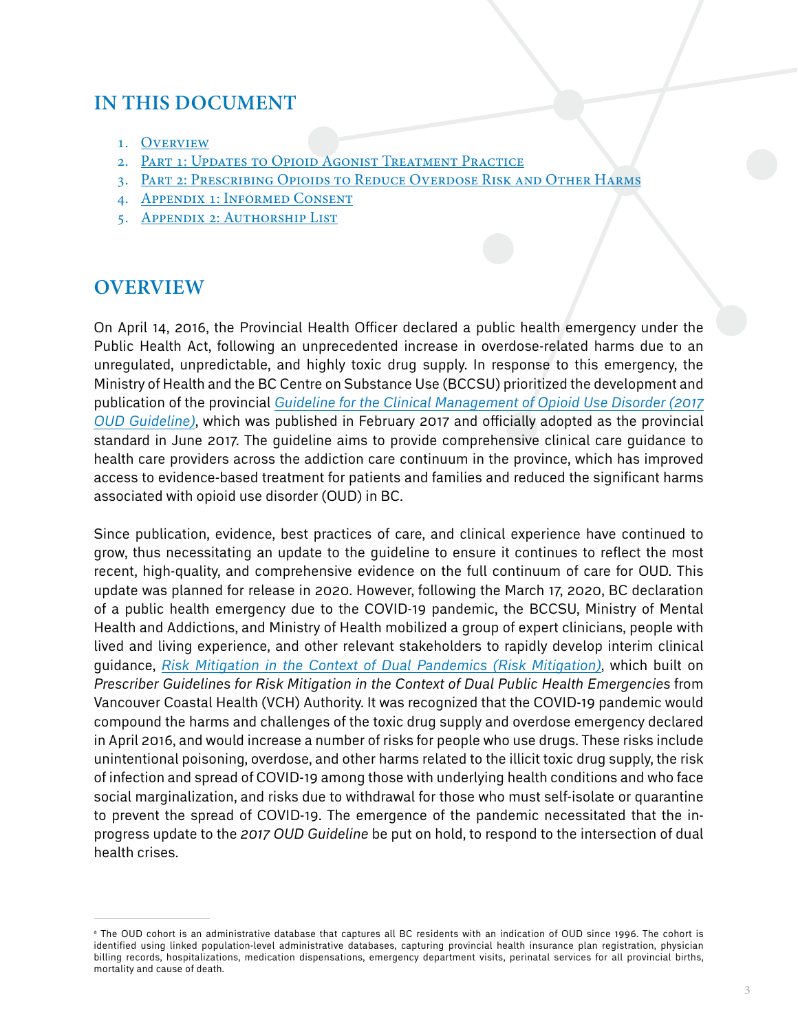## IN THIS DOCUMENT

1. Overview
2. Part 1: Updates to Opioid Agonist Treatment Practice
3. Part 2: Prescribing Opioids to Reduce Overdose Risk and Other Harms
4. Appendix 1: Informed Consent
5. Appendix 2: Authorship List

## OVERVIEW

On April 14, 2016, the Provincial Health Officer declared a public health emergency under the Public Health Act, following an unprecedented increase in overdose-related harms due to an unregulated, unpredictable, and highly toxic drug supply. In response to this emergency, the Ministry of Health and the BC Centre on Substance Use (BCCSU) prioritized the development and publication of the provincial *Guideline for the Clinical Management of Opioid Use Disorder (2017 OUD Guideline)*, which was published in February 2017 and officially adopted as the provincial standard in June 2017. The guideline aims to provide comprehensive clinical care guidance to health care providers across the addiction care continuum in the province, which has improved access to evidence-based treatment for patients and families and reduced the significant harms associated with opioid use disorder (OUD) in BC.

Since publication, evidence, best practices of care, and clinical experience have continued to grow, thus necessitating an update to the guideline to ensure it continues to reflect the most recent, high-quality, and comprehensive evidence on the full continuum of care for OUD. This update was planned for release in 2020. However, following the March 17, 2020, BC declaration of a public health emergency due to the COVID-19 pandemic, the BCCSU, Ministry of Mental Health and Addictions, and Ministry of Health mobilized a group of expert clinicians, people with lived and living experience, and other relevant stakeholders to rapidly develop interim clinical guidance, *Risk Mitigation in the Context of Dual Pandemics (Risk Mitigation)*, which built on *Prescriber Guidelines for Risk Mitigation in the Context of Dual Public Health Emergencies* from Vancouver Coastal Health (VCH) Authority. It was recognized that the COVID-19 pandemic would compound the harms and challenges of the toxic drug supply and overdose emergency declared in April 2016, and would increase a number of risks for people who use drugs. These risks include unintentional poisoning, overdose, and other harms related to the illicit toxic drug supply, the risk of infection and spread of COVID-19 among those with underlying health conditions and who face social marginalization, and risks due to withdrawal for those who must self-isolate or quarantine to prevent the spread of COVID-19. The emergence of the pandemic necessitated that the in-progress update to the *2017 OUD Guideline* be put on hold, to respond to the intersection of dual health crises.

---

[a] The OUD cohort is an administrative database that captures all BC residents with an indication of OUD since 1996. The cohort is identified using linked population-level administrative databases, capturing provincial health insurance plan registration, physician billing records, hospitalizations, medication dispensations, emergency department visits, perinatal services for all provincial births, mortality and cause of death.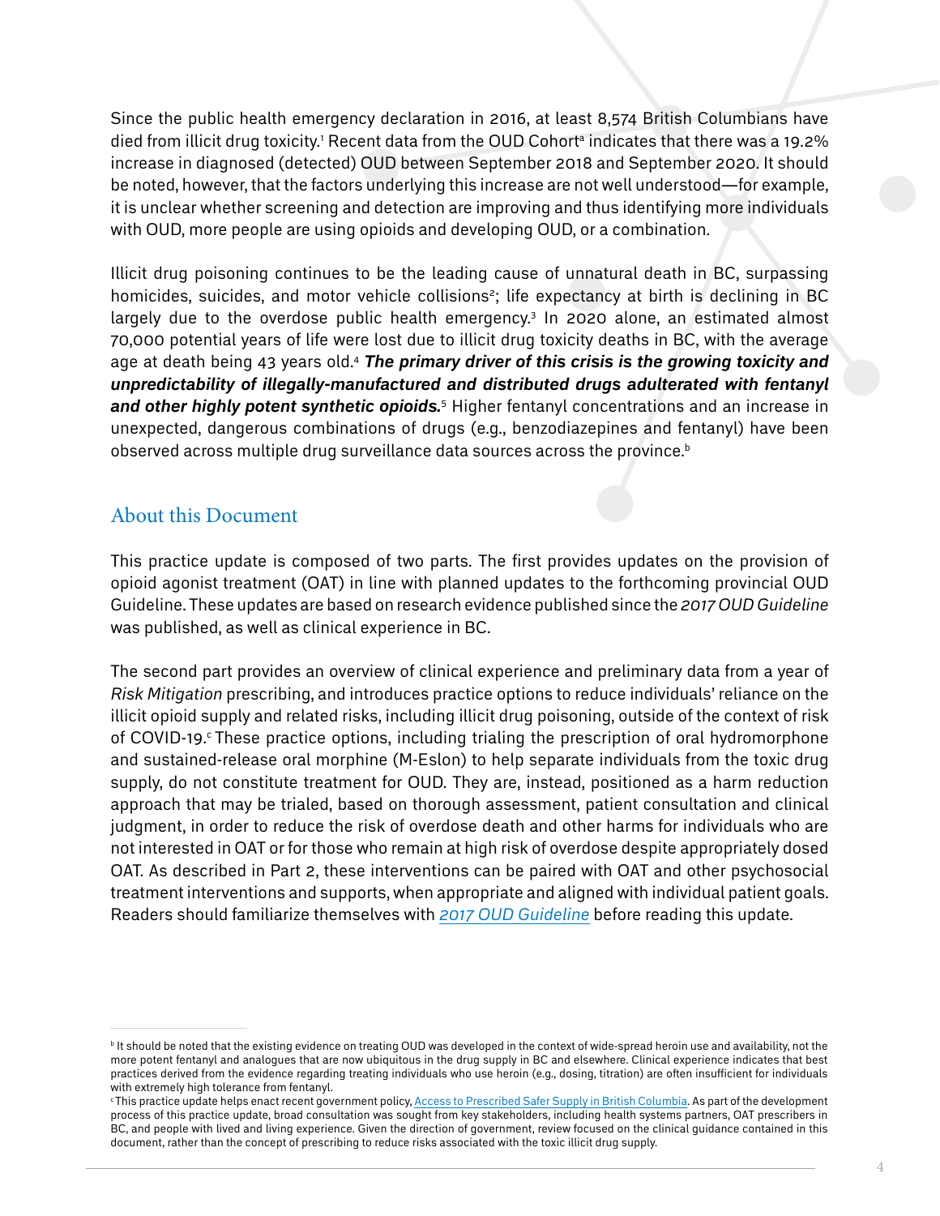Since the public health emergency declaration in 2016, at least 8,574 British Columbians have died from illicit drug toxicity.[1] Recent data from the OUD Cohort[a] indicates that there was a 19.2% increase in diagnosed (detected) OUD between September 2018 and September 2020. It should be noted, however, that the factors underlying this increase are not well understood—for example, it is unclear whether screening and detection are improving and thus identifying more individuals with OUD, more people are using opioids and developing OUD, or a combination.

Illicit drug poisoning continues to be the leading cause of unnatural death in BC, surpassing homicides, suicides, and motor vehicle collisions[2]; life expectancy at birth is declining in BC largely due to the overdose public health emergency.[3] In 2020 alone, an estimated almost 70,000 potential years of life were lost due to illicit drug toxicity deaths in BC, with the average age at death being 43 years old.[4] ***The primary driver of this crisis is the growing toxicity and unpredictability of illegally-manufactured and distributed drugs adulterated with fentanyl and other highly potent synthetic opioids.***[5] Higher fentanyl concentrations and an increase in unexpected, dangerous combinations of drugs (e.g., benzodiazepines and fentanyl) have been observed across multiple drug surveillance data sources across the province.[b]

## About this Document

This practice update is composed of two parts. The first provides updates on the provision of opioid agonist treatment (OAT) in line with planned updates to the forthcoming provincial OUD Guideline. These updates are based on research evidence published since the *2017 OUD Guideline* was published, as well as clinical experience in BC.

The second part provides an overview of clinical experience and preliminary data from a year of *Risk Mitigation* prescribing, and introduces practice options to reduce individuals' reliance on the illicit opioid supply and related risks, including illicit drug poisoning, outside of the context of risk of COVID-19.[c] These practice options, including trialing the prescription of oral hydromorphone and sustained-release oral morphine (M-Eslon) to help separate individuals from the toxic drug supply, do not constitute treatment for OUD. They are, instead, positioned as a harm reduction approach that may be trialed, based on thorough assessment, patient consultation and clinical judgment, in order to reduce the risk of overdose death and other harms for individuals who are not interested in OAT or for those who remain at high risk of overdose despite appropriately dosed OAT. As described in Part 2, these interventions can be paired with OAT and other psychosocial treatment interventions and supports, when appropriate and aligned with individual patient goals. Readers should familiarize themselves with *2017 OUD Guideline* before reading this update.

---

[b] It should be noted that the existing evidence on treating OUD was developed in the context of wide-spread heroin use and availability, not the more potent fentanyl and analogues that are now ubiquitous in the drug supply in BC and elsewhere. Clinical experience indicates that best practices derived from the evidence regarding treating individuals who use heroin (e.g., dosing, titration) are often insufficient for individuals with extremely high tolerance from fentanyl.

[c] This practice update helps enact recent government policy, Access to Prescribed Safer Supply in British Columbia. As part of the development process of this practice update, broad consultation was sought from key stakeholders, including health systems partners, OAT prescribers in BC, and people with lived and living experience. Given the direction of government, review focused on the clinical guidance contained in this document, rather than the concept of prescribing to reduce risks associated with the toxic illicit drug supply.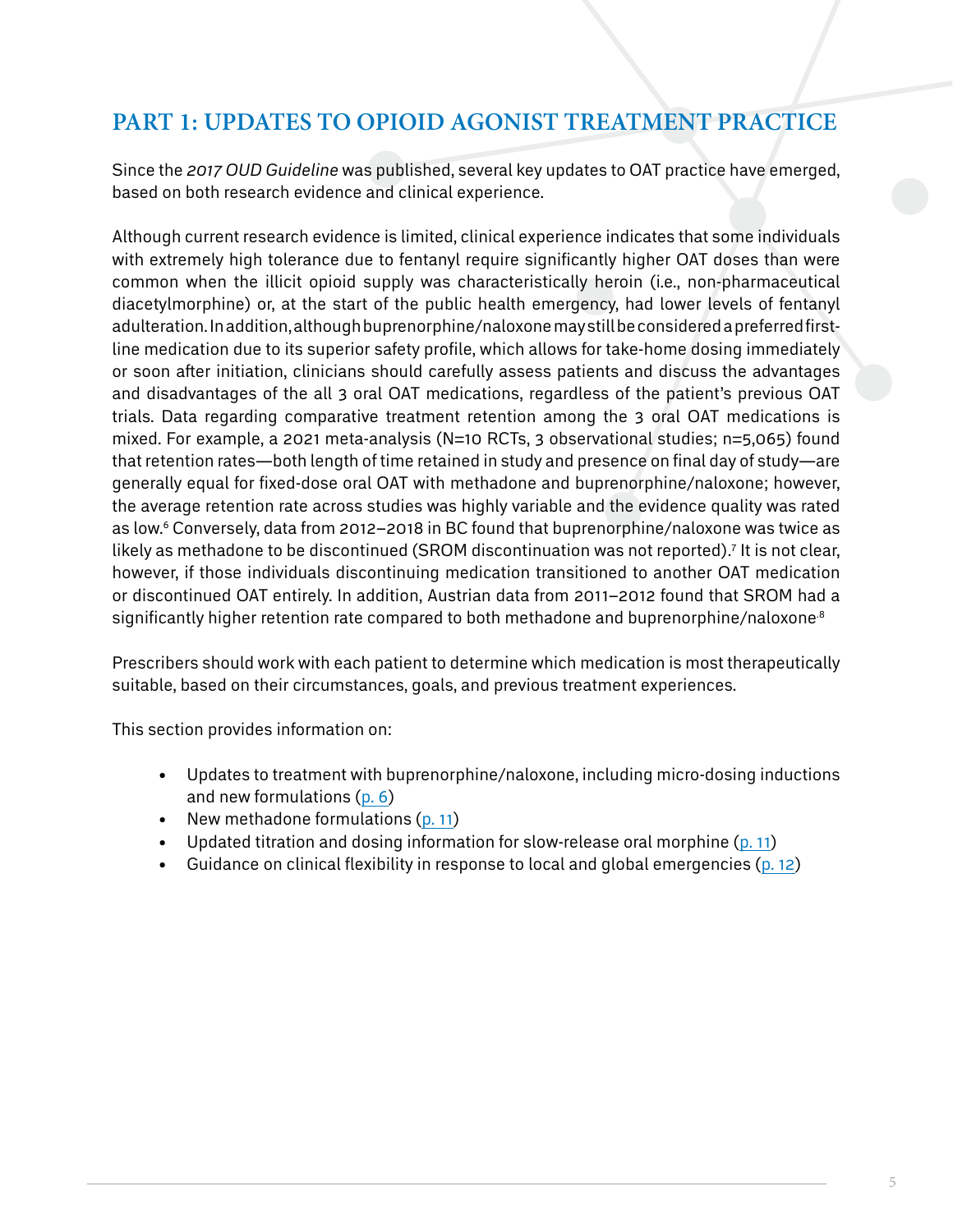# PART 1: UPDATES TO OPIOID AGONIST TREATMENT PRACTICE

Since the *2017 OUD Guideline* was published, several key updates to OAT practice have emerged, based on both research evidence and clinical experience.

Although current research evidence is limited, clinical experience indicates that some individuals with extremely high tolerance due to fentanyl require significantly higher OAT doses than were common when the illicit opioid supply was characteristically heroin (i.e., non-pharmaceutical diacetylmorphine) or, at the start of the public health emergency, had lower levels of fentanyl adulteration. In addition, although buprenorphine/naloxone may still be considered a preferred first-line medication due to its superior safety profile, which allows for take-home dosing immediately or soon after initiation, clinicians should carefully assess patients and discuss the advantages and disadvantages of the all 3 oral OAT medications, regardless of the patient's previous OAT trials. Data regarding comparative treatment retention among the 3 oral OAT medications is mixed. For example, a 2021 meta-analysis (N=10 RCTs, 3 observational studies; n=5,065) found that retention rates—both length of time retained in study and presence on final day of study—are generally equal for fixed-dose oral OAT with methadone and buprenorphine/naloxone; however, the average retention rate across studies was highly variable and the evidence quality was rated as low.[6] Conversely, data from 2012–2018 in BC found that buprenorphine/naloxone was twice as likely as methadone to be discontinued (SROM discontinuation was not reported).[7] It is not clear, however, if those individuals discontinuing medication transitioned to another OAT medication or discontinued OAT entirely. In addition, Austrian data from 2011–2012 found that SROM had a significantly higher retention rate compared to both methadone and buprenorphine/naloxone.[8]

Prescribers should work with each patient to determine which medication is most therapeutically suitable, based on their circumstances, goals, and previous treatment experiences.

This section provides information on:

- Updates to treatment with buprenorphine/naloxone, including micro-dosing inductions and new formulations (p. 6)
- New methadone formulations (p. 11)
- Updated titration and dosing information for slow-release oral morphine (p. 11)
- Guidance on clinical flexibility in response to local and global emergencies (p. 12)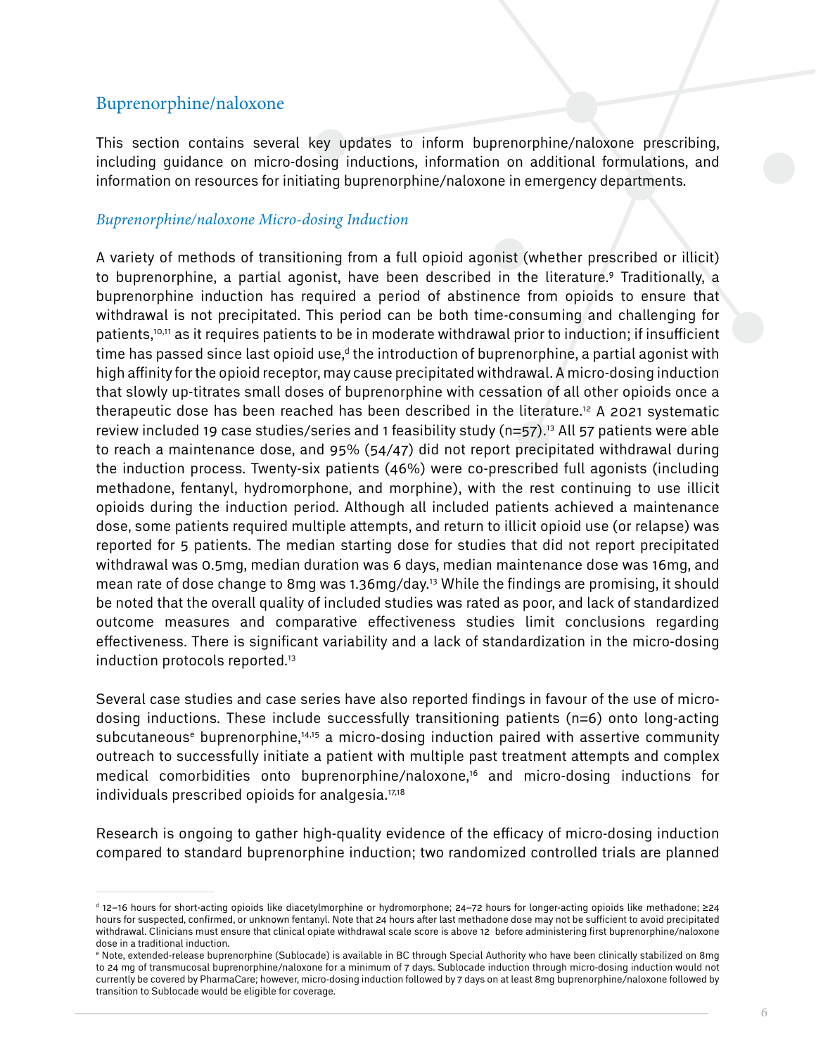## Buprenorphine/naloxone

This section contains several key updates to inform buprenorphine/naloxone prescribing, including guidance on micro-dosing inductions, information on additional formulations, and information on resources for initiating buprenorphine/naloxone in emergency departments.

### *Buprenorphine/naloxone Micro-dosing Induction*

A variety of methods of transitioning from a full opioid agonist (whether prescribed or illicit) to buprenorphine, a partial agonist, have been described in the literature.[9] Traditionally, a buprenorphine induction has required a period of abstinence from opioids to ensure that withdrawal is not precipitated. This period can be both time-consuming and challenging for patients,[10,11] as it requires patients to be in moderate withdrawal prior to induction; if insufficient time has passed since last opioid use,[d] the introduction of buprenorphine, a partial agonist with high affinity for the opioid receptor, may cause precipitated withdrawal. A micro-dosing induction that slowly up-titrates small doses of buprenorphine with cessation of all other opioids once a therapeutic dose has been reached has been described in the literature.[12] A 2021 systematic review included 19 case studies/series and 1 feasibility study (n=57).[13] All 57 patients were able to reach a maintenance dose, and 95% (54/47) did not report precipitated withdrawal during the induction process. Twenty-six patients (46%) were co-prescribed full agonists (including methadone, fentanyl, hydromorphone, and morphine), with the rest continuing to use illicit opioids during the induction period. Although all included patients achieved a maintenance dose, some patients required multiple attempts, and return to illicit opioid use (or relapse) was reported for 5 patients. The median starting dose for studies that did not report precipitated withdrawal was 0.5mg, median duration was 6 days, median maintenance dose was 16mg, and mean rate of dose change to 8mg was 1.36mg/day.[13] While the findings are promising, it should be noted that the overall quality of included studies was rated as poor, and lack of standardized outcome measures and comparative effectiveness studies limit conclusions regarding effectiveness. There is significant variability and a lack of standardization in the micro-dosing induction protocols reported.[13]

Several case studies and case series have also reported findings in favour of the use of micro-dosing inductions. These include successfully transitioning patients (n=6) onto long-acting subcutaneous[e] buprenorphine,[14,15] a micro-dosing induction paired with assertive community outreach to successfully initiate a patient with multiple past treatment attempts and complex medical comorbidities onto buprenorphine/naloxone,[16] and micro-dosing inductions for individuals prescribed opioids for analgesia.[17,18]

Research is ongoing to gather high-quality evidence of the efficacy of micro-dosing induction compared to standard buprenorphine induction; two randomized controlled trials are planned

---

[d] 12–16 hours for short-acting opioids like diacetylmorphine or hydromorphone; 24–72 hours for longer-acting opioids like methadone; ≥24 hours for suspected, confirmed, or unknown fentanyl. Note that 24 hours after last methadone dose may not be sufficient to avoid precipitated withdrawal. Clinicians must ensure that clinical opiate withdrawal scale score is above 12 before administering first buprenorphine/naloxone dose in a traditional induction.

[e] Note, extended-release buprenorphine (Sublocade) is available in BC through Special Authority who have been clinically stabilized on 8mg to 24 mg of transmucosal buprenorphine/naloxone for a minimum of 7 days. Sublocade induction through micro-dosing induction would not currently be covered by PharmaCare; however, micro-dosing induction followed by 7 days on at least 8mg buprenorphine/naloxone followed by transition to Sublocade would be eligible for coverage.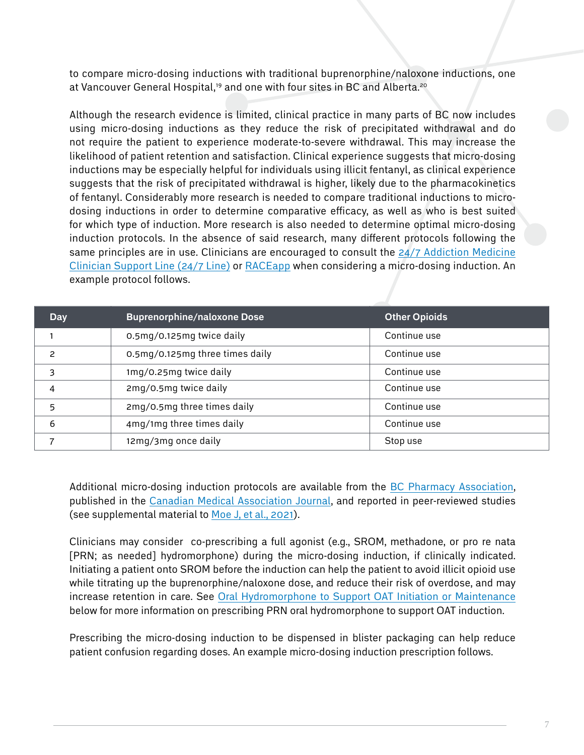to compare micro-dosing inductions with traditional buprenorphine/naloxone inductions, one at Vancouver General Hospital,[19] and one with four sites in BC and Alberta.[20]

Although the research evidence is limited, clinical practice in many parts of BC now includes using micro-dosing inductions as they reduce the risk of precipitated withdrawal and do not require the patient to experience moderate-to-severe withdrawal. This may increase the likelihood of patient retention and satisfaction. Clinical experience suggests that micro-dosing inductions may be especially helpful for individuals using illicit fentanyl, as clinical experience suggests that the risk of precipitated withdrawal is higher, likely due to the pharmacokinetics of fentanyl. Considerably more research is needed to compare traditional inductions to micro-dosing inductions in order to determine comparative efficacy, as well as who is best suited for which type of induction. More research is also needed to determine optimal micro-dosing induction protocols. In the absence of said research, many different protocols following the same principles are in use. Clinicians are encouraged to consult the 24/7 Addiction Medicine Clinician Support Line (24/7 Line) or RACEapp when considering a micro-dosing induction. An example protocol follows.

| Day | Buprenorphine/naloxone Dose | Other Opioids |
|---|---|---|
| 1 | 0.5mg/0.125mg twice daily | Continue use |
| 2 | 0.5mg/0.125mg three times daily | Continue use |
| 3 | 1mg/0.25mg twice daily | Continue use |
| 4 | 2mg/0.5mg twice daily | Continue use |
| 5 | 2mg/0.5mg three times daily | Continue use |
| 6 | 4mg/1mg three times daily | Continue use |
| 7 | 12mg/3mg once daily | Stop use |

Additional micro-dosing induction protocols are available from the BC Pharmacy Association, published in the Canadian Medical Association Journal, and reported in peer-reviewed studies (see supplemental material to Moe J, et al., 2021).

Clinicians may consider co-prescribing a full agonist (e.g., SROM, methadone, or pro re nata [PRN; as needed] hydromorphone) during the micro-dosing induction, if clinically indicated. Initiating a patient onto SROM before the induction can help the patient to avoid illicit opioid use while titrating up the buprenorphine/naloxone dose, and reduce their risk of overdose, and may increase retention in care. See Oral Hydromorphone to Support OAT Initiation or Maintenance below for more information on prescribing PRN oral hydromorphone to support OAT induction.

Prescribing the micro-dosing induction to be dispensed in blister packaging can help reduce patient confusion regarding doses. An example micro-dosing induction prescription follows.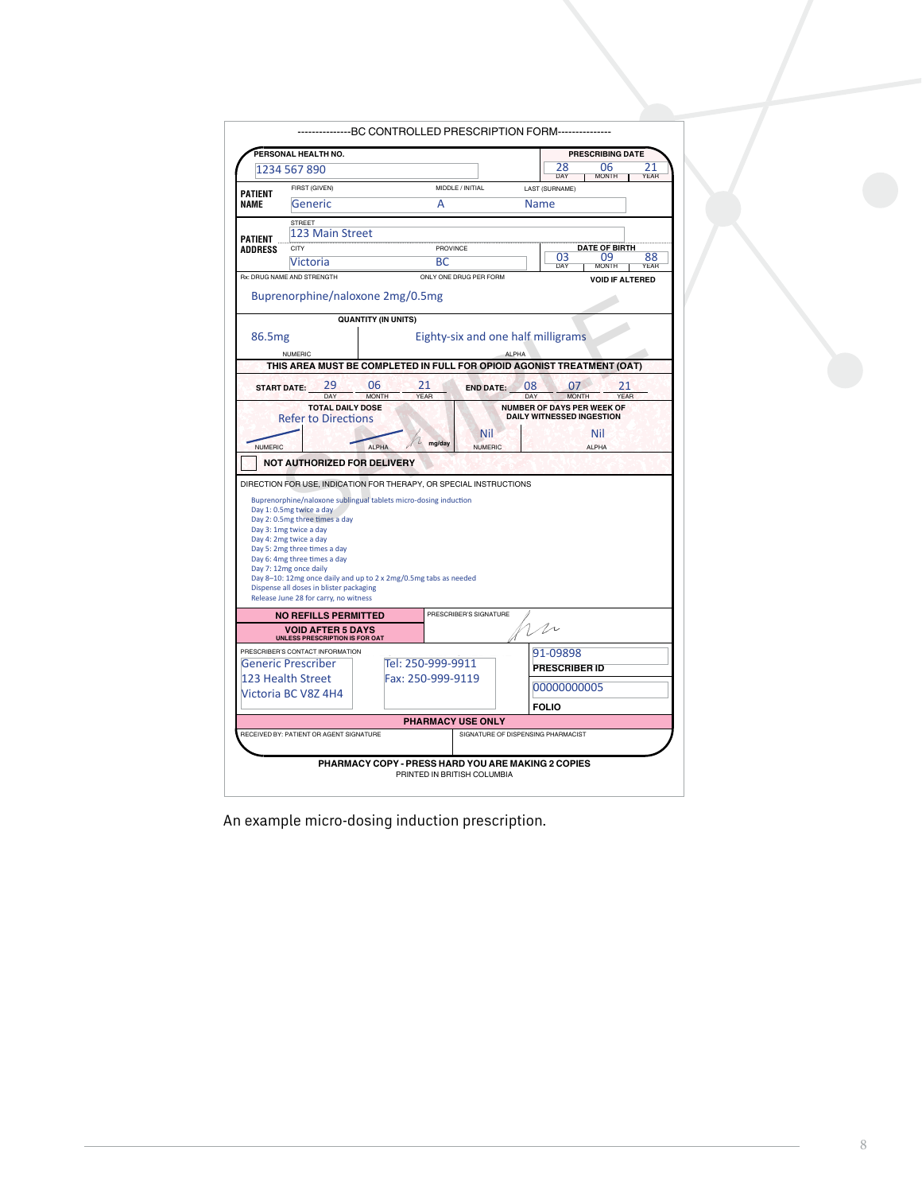---------------BC CONTROLLED PRESCRIPTION FORM---------------

| | | | |
|---|---|---|---|
| **PERSONAL HEALTH NO.** | 1234 567 890 | **PRESCRIBING DATE** | 28 (DAY) 06 (MONTH) 21 (YEAR) |
| **PATIENT NAME** | FIRST (GIVEN): Generic | MIDDLE / INITIAL: A | LAST (SURNAME): Name |
| **PATIENT ADDRESS** | STREET: 123 Main Street | | |
| | CITY: Victoria | PROVINCE: BC | **DATE OF BIRTH** 03 (DAY) 09 (MONTH) 88 (YEAR) |

Rx: DRUG NAME AND STRENGTH — ONLY ONE DRUG PER FORM — **VOID IF ALTERED**

Buprenorphine/naloxone 2mg/0.5mg

**QUANTITY (IN UNITS)**

| NUMERIC | ALPHA |
|---|---|
| 86.5mg | Eighty-six and one half milligrams |

**THIS AREA MUST BE COMPLETED IN FULL FOR OPIOID AGONIST TREATMENT (OAT)**

**START DATE:** 29 (DAY) 06 (MONTH) 21 (YEAR) **END DATE:** 08 (DAY) 07 (MONTH) 21 (YEAR)

| **TOTAL DAILY DOSE** | | **NUMBER OF DAYS PER WEEK OF DAILY WITNESSED INGESTION** | |
|---|---|---|---|
| NUMERIC | ALPHA | NUMERIC | ALPHA |
| Refer to Directions | mg/day | Nil | Nil |

☐ **NOT AUTHORIZED FOR DELIVERY**

DIRECTION FOR USE, INDICATION FOR THERAPY, OR SPECIAL INSTRUCTIONS

Buprenorphine/naloxone sublingual tablets micro-dosing induction
Day 1: 0.5mg twice a day
Day 2: 0.5mg three times a day
Day 3: 1mg twice a day
Day 4: 2mg twice a day
Day 5: 2mg three times a day
Day 6: 4mg three times a day
Day 7: 12mg once daily
Day 8–10: 12mg once daily and up to 2 x 2mg/0.5mg tabs as needed
Dispense all doses in blister packaging
Release June 28 for carry, no witness

**NO REFILLS PERMITTED** | PRESCRIBER'S SIGNATURE

**VOID AFTER 5 DAYS** UNLESS PRESCRIPTION IS FOR OAT

PRESCRIBER'S CONTACT INFORMATION

| | | |
|---|---|---|
| Generic Prescriber<br>123 Health Street<br>Victoria BC V8Z 4H4 | Tel: 250-999-9911<br>Fax: 250-999-9119 | 91-09898<br>**PRESCRIBER ID**<br>00000000005<br>**FOLIO** |

**PHARMACY USE ONLY**

RECEIVED BY: PATIENT OR AGENT SIGNATURE | SIGNATURE OF DISPENSING PHARMACIST

**PHARMACY COPY - PRESS HARD YOU ARE MAKING 2 COPIES**
PRINTED IN BRITISH COLUMBIA

An example micro-dosing induction prescription.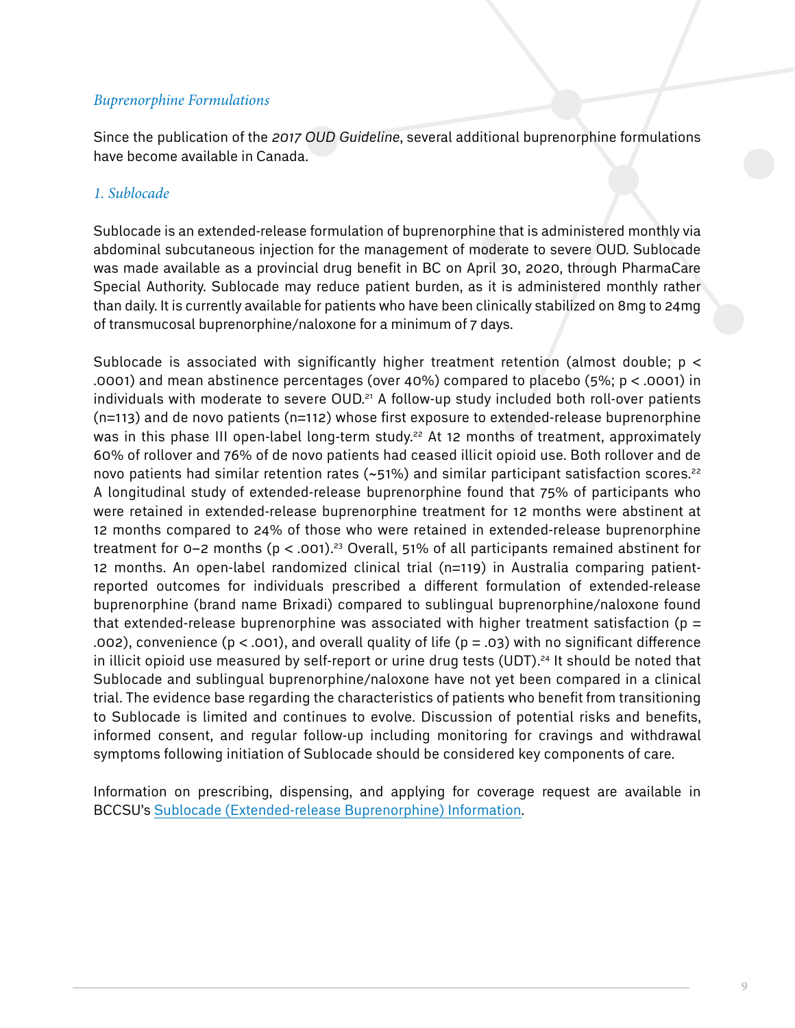### *Buprenorphine Formulations*

Since the publication of the *2017 OUD Guideline*, several additional buprenorphine formulations have become available in Canada.

#### *1. Sublocade*

Sublocade is an extended-release formulation of buprenorphine that is administered monthly via abdominal subcutaneous injection for the management of moderate to severe OUD. Sublocade was made available as a provincial drug benefit in BC on April 30, 2020, through PharmaCare Special Authority. Sublocade may reduce patient burden, as it is administered monthly rather than daily. It is currently available for patients who have been clinically stabilized on 8mg to 24mg of transmucosal buprenorphine/naloxone for a minimum of 7 days.

Sublocade is associated with significantly higher treatment retention (almost double; $p < .0001$) and mean abstinence percentages (over 40%) compared to placebo (5%; $p < .0001$) in individuals with moderate to severe OUD.[21] A follow-up study included both roll-over patients (n=113) and de novo patients (n=112) whose first exposure to extended-release buprenorphine was in this phase III open-label long-term study.[22] At 12 months of treatment, approximately 60% of rollover and 76% of de novo patients had ceased illicit opioid use. Both rollover and de novo patients had similar retention rates (~51%) and similar participant satisfaction scores.[22] A longitudinal study of extended-release buprenorphine found that 75% of participants who were retained in extended-release buprenorphine treatment for 12 months were abstinent at 12 months compared to 24% of those who were retained in extended-release buprenorphine treatment for 0–2 months ($p < .001$).[23] Overall, 51% of all participants remained abstinent for 12 months. An open-label randomized clinical trial (n=119) in Australia comparing patient-reported outcomes for individuals prescribed a different formulation of extended-release buprenorphine (brand name Brixadi) compared to sublingual buprenorphine/naloxone found that extended-release buprenorphine was associated with higher treatment satisfaction ($p = .002$), convenience ($p < .001$), and overall quality of life ($p = .03$) with no significant difference in illicit opioid use measured by self-report or urine drug tests (UDT).[24] It should be noted that Sublocade and sublingual buprenorphine/naloxone have not yet been compared in a clinical trial. The evidence base regarding the characteristics of patients who benefit from transitioning to Sublocade is limited and continues to evolve. Discussion of potential risks and benefits, informed consent, and regular follow-up including monitoring for cravings and withdrawal symptoms following initiation of Sublocade should be considered key components of care.

Information on prescribing, dispensing, and applying for coverage request are available in BCCSU's Sublocade (Extended-release Buprenorphine) Information.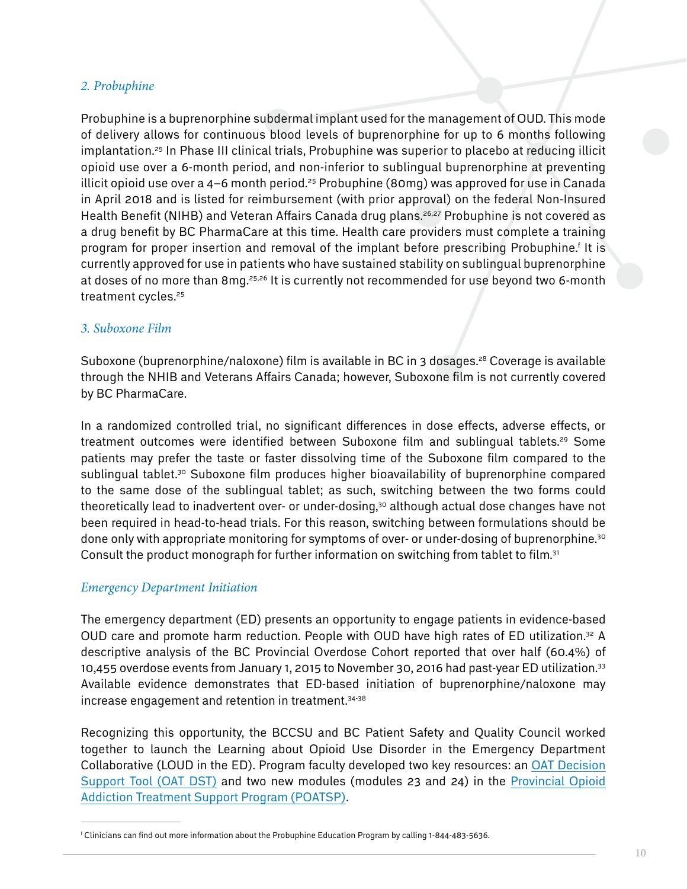### *2. Probuphine*

Probuphine is a buprenorphine subdermal implant used for the management of OUD. This mode of delivery allows for continuous blood levels of buprenorphine for up to 6 months following implantation.[25] In Phase III clinical trials, Probuphine was superior to placebo at reducing illicit opioid use over a 6-month period, and non-inferior to sublingual buprenorphine at preventing illicit opioid use over a 4–6 month period.[25] Probuphine (80mg) was approved for use in Canada in April 2018 and is listed for reimbursement (with prior approval) on the federal Non-Insured Health Benefit (NIHB) and Veteran Affairs Canada drug plans.[26,27] Probuphine is not covered as a drug benefit by BC PharmaCare at this time. Health care providers must complete a training program for proper insertion and removal of the implant before prescribing Probuphine.[f] It is currently approved for use in patients who have sustained stability on sublingual buprenorphine at doses of no more than 8mg.[25,26] It is currently not recommended for use beyond two 6-month treatment cycles.[25]

### *3. Suboxone Film*

Suboxone (buprenorphine/naloxone) film is available in BC in 3 dosages.[28] Coverage is available through the NHIB and Veterans Affairs Canada; however, Suboxone film is not currently covered by BC PharmaCare.

In a randomized controlled trial, no significant differences in dose effects, adverse effects, or treatment outcomes were identified between Suboxone film and sublingual tablets.[29] Some patients may prefer the taste or faster dissolving time of the Suboxone film compared to the sublingual tablet.[30] Suboxone film produces higher bioavailability of buprenorphine compared to the same dose of the sublingual tablet; as such, switching between the two forms could theoretically lead to inadvertent over- or under-dosing,[30] although actual dose changes have not been required in head-to-head trials. For this reason, switching between formulations should be done only with appropriate monitoring for symptoms of over- or under-dosing of buprenorphine.[30] Consult the product monograph for further information on switching from tablet to film.[31]

## *Emergency Department Initiation*

The emergency department (ED) presents an opportunity to engage patients in evidence-based OUD care and promote harm reduction. People with OUD have high rates of ED utilization.[32] A descriptive analysis of the BC Provincial Overdose Cohort reported that over half (60.4%) of 10,455 overdose events from January 1, 2015 to November 30, 2016 had past-year ED utilization.[33] Available evidence demonstrates that ED-based initiation of buprenorphine/naloxone may increase engagement and retention in treatment.[34-38]

Recognizing this opportunity, the BCCSU and BC Patient Safety and Quality Council worked together to launch the Learning about Opioid Use Disorder in the Emergency Department Collaborative (LOUD in the ED). Program faculty developed two key resources: an OAT Decision Support Tool (OAT DST) and two new modules (modules 23 and 24) in the Provincial Opioid Addiction Treatment Support Program (POATSP).

---

[f] Clinicians can find out more information about the Probuphine Education Program by calling 1-844-483-5636.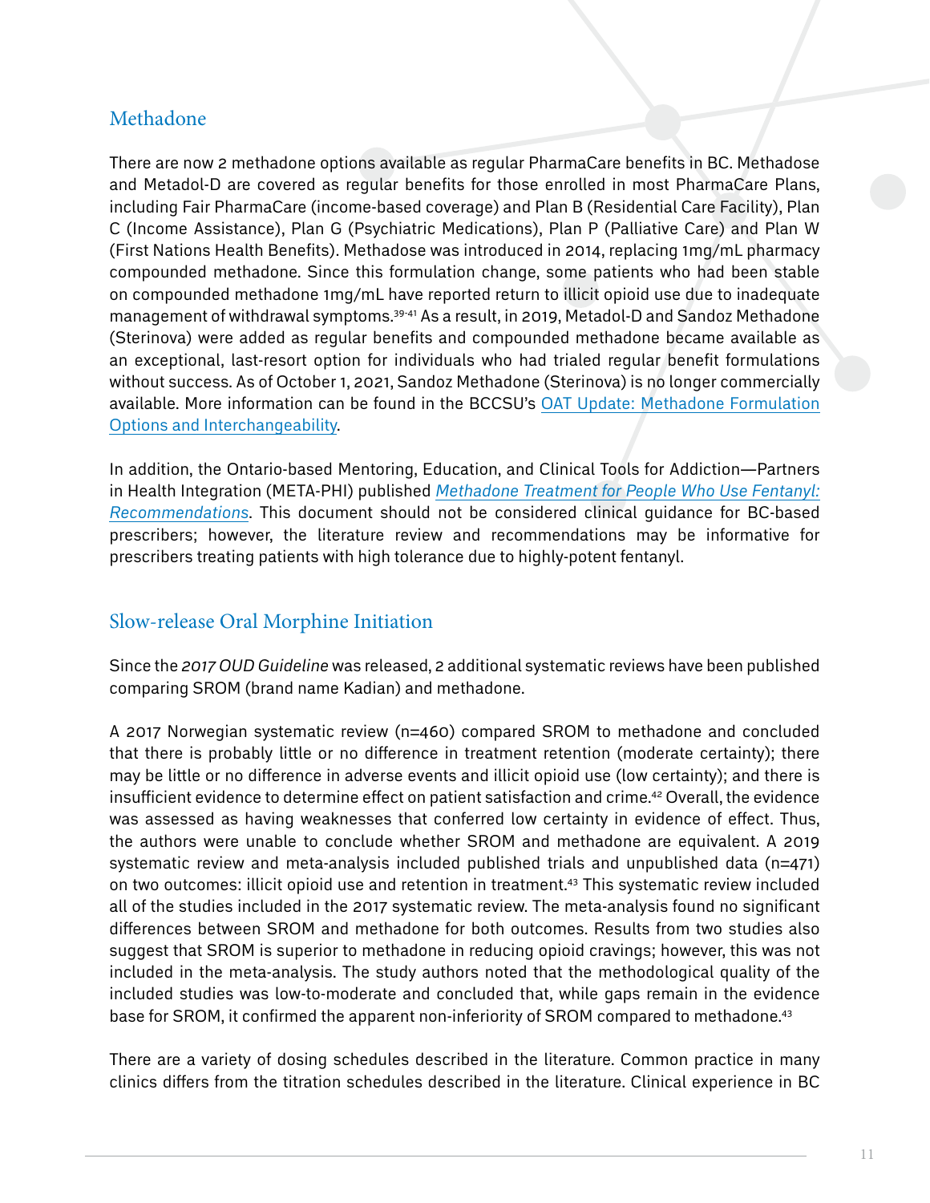## Methadone

There are now 2 methadone options available as regular PharmaCare benefits in BC. Methadose and Metadol-D are covered as regular benefits for those enrolled in most PharmaCare Plans, including Fair PharmaCare (income-based coverage) and Plan B (Residential Care Facility), Plan C (Income Assistance), Plan G (Psychiatric Medications), Plan P (Palliative Care) and Plan W (First Nations Health Benefits). Methadose was introduced in 2014, replacing 1mg/mL pharmacy compounded methadone. Since this formulation change, some patients who had been stable on compounded methadone 1mg/mL have reported return to illicit opioid use due to inadequate management of withdrawal symptoms.[39-41] As a result, in 2019, Metadol-D and Sandoz Methadone (Sterinova) were added as regular benefits and compounded methadone became available as an exceptional, last-resort option for individuals who had trialed regular benefit formulations without success. As of October 1, 2021, Sandoz Methadone (Sterinova) is no longer commercially available. More information can be found in the BCCSU's OAT Update: Methadone Formulation Options and Interchangeability.

In addition, the Ontario-based Mentoring, Education, and Clinical Tools for Addiction—Partners in Health Integration (META-PHI) published *Methadone Treatment for People Who Use Fentanyl: Recommendations*. This document should not be considered clinical guidance for BC-based prescribers; however, the literature review and recommendations may be informative for prescribers treating patients with high tolerance due to highly-potent fentanyl.

## Slow-release Oral Morphine Initiation

Since the *2017 OUD Guideline* was released, 2 additional systematic reviews have been published comparing SROM (brand name Kadian) and methadone.

A 2017 Norwegian systematic review (n=460) compared SROM to methadone and concluded that there is probably little or no difference in treatment retention (moderate certainty); there may be little or no difference in adverse events and illicit opioid use (low certainty); and there is insufficient evidence to determine effect on patient satisfaction and crime.[42] Overall, the evidence was assessed as having weaknesses that conferred low certainty in evidence of effect. Thus, the authors were unable to conclude whether SROM and methadone are equivalent. A 2019 systematic review and meta-analysis included published trials and unpublished data (n=471) on two outcomes: illicit opioid use and retention in treatment.[43] This systematic review included all of the studies included in the 2017 systematic review. The meta-analysis found no significant differences between SROM and methadone for both outcomes. Results from two studies also suggest that SROM is superior to methadone in reducing opioid cravings; however, this was not included in the meta-analysis. The study authors noted that the methodological quality of the included studies was low-to-moderate and concluded that, while gaps remain in the evidence base for SROM, it confirmed the apparent non-inferiority of SROM compared to methadone.[43]

There are a variety of dosing schedules described in the literature. Common practice in many clinics differs from the titration schedules described in the literature. Clinical experience in BC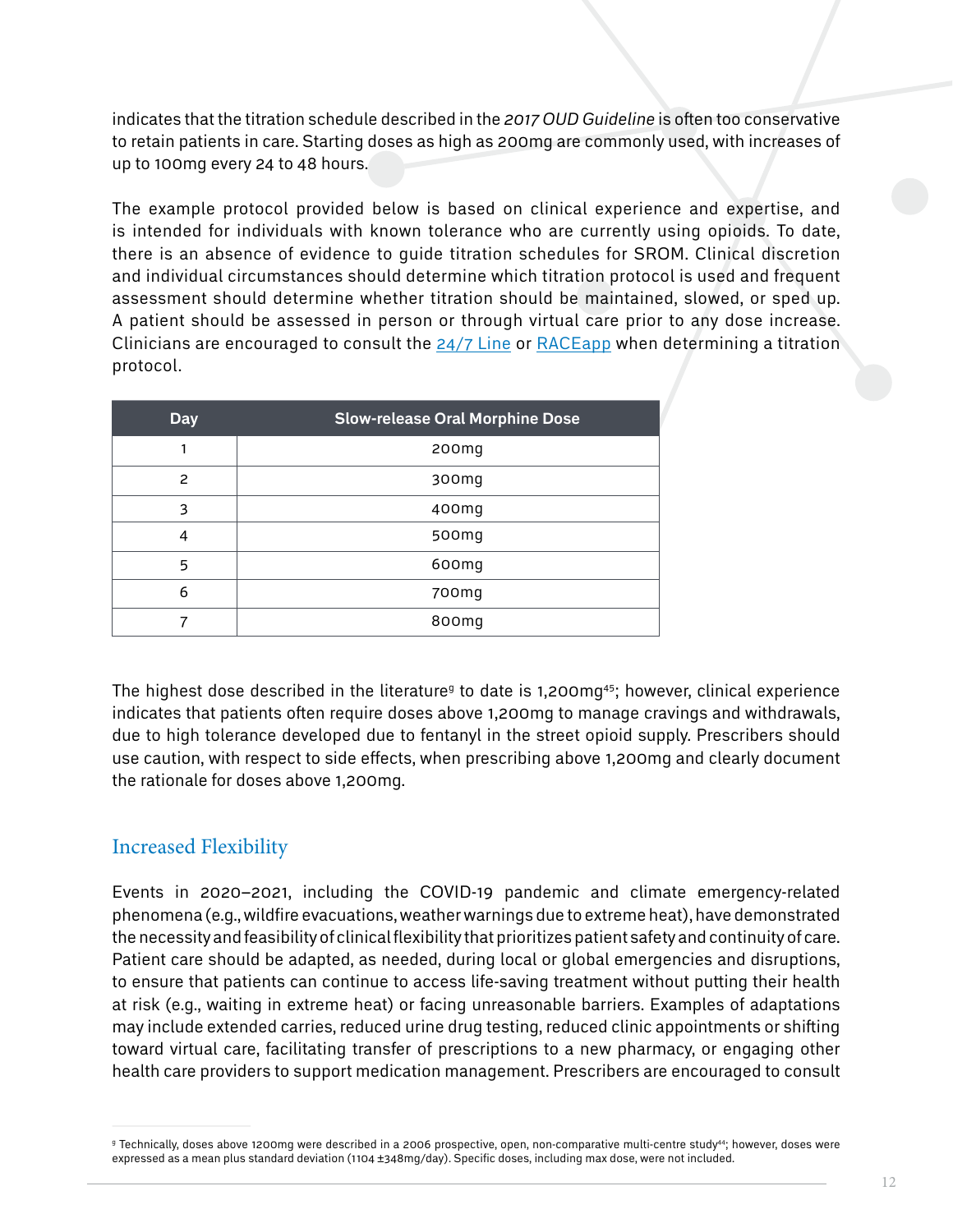indicates that the titration schedule described in the *2017 OUD Guideline* is often too conservative to retain patients in care. Starting doses as high as 200mg are commonly used, with increases of up to 100mg every 24 to 48 hours.

The example protocol provided below is based on clinical experience and expertise, and is intended for individuals with known tolerance who are currently using opioids. To date, there is an absence of evidence to guide titration schedules for SROM. Clinical discretion and individual circumstances should determine which titration protocol is used and frequent assessment should determine whether titration should be maintained, slowed, or sped up. A patient should be assessed in person or through virtual care prior to any dose increase. Clinicians are encouraged to consult the 24/7 Line or RACEapp when determining a titration protocol.

| Day | Slow-release Oral Morphine Dose |
|---|---|
| 1 | 200mg |
| 2 | 300mg |
| 3 | 400mg |
| 4 | 500mg |
| 5 | 600mg |
| 6 | 700mg |
| 7 | 800mg |

The highest dose described in the literature[g] to date is 1,200mg[45]; however, clinical experience indicates that patients often require doses above 1,200mg to manage cravings and withdrawals, due to high tolerance developed due to fentanyl in the street opioid supply. Prescribers should use caution, with respect to side effects, when prescribing above 1,200mg and clearly document the rationale for doses above 1,200mg.

## Increased Flexibility

Events in 2020–2021, including the COVID-19 pandemic and climate emergency-related phenomena (e.g., wildfire evacuations, weather warnings due to extreme heat), have demonstrated the necessity and feasibility of clinical flexibility that prioritizes patient safety and continuity of care. Patient care should be adapted, as needed, during local or global emergencies and disruptions, to ensure that patients can continue to access life-saving treatment without putting their health at risk (e.g., waiting in extreme heat) or facing unreasonable barriers. Examples of adaptations may include extended carries, reduced urine drug testing, reduced clinic appointments or shifting toward virtual care, facilitating transfer of prescriptions to a new pharmacy, or engaging other health care providers to support medication management. Prescribers are encouraged to consult

[g] Technically, doses above 1200mg were described in a 2006 prospective, open, non-comparative multi-centre study[44]; however, doses were expressed as a mean plus standard deviation (1104 ±348mg/day). Specific doses, including max dose, were not included.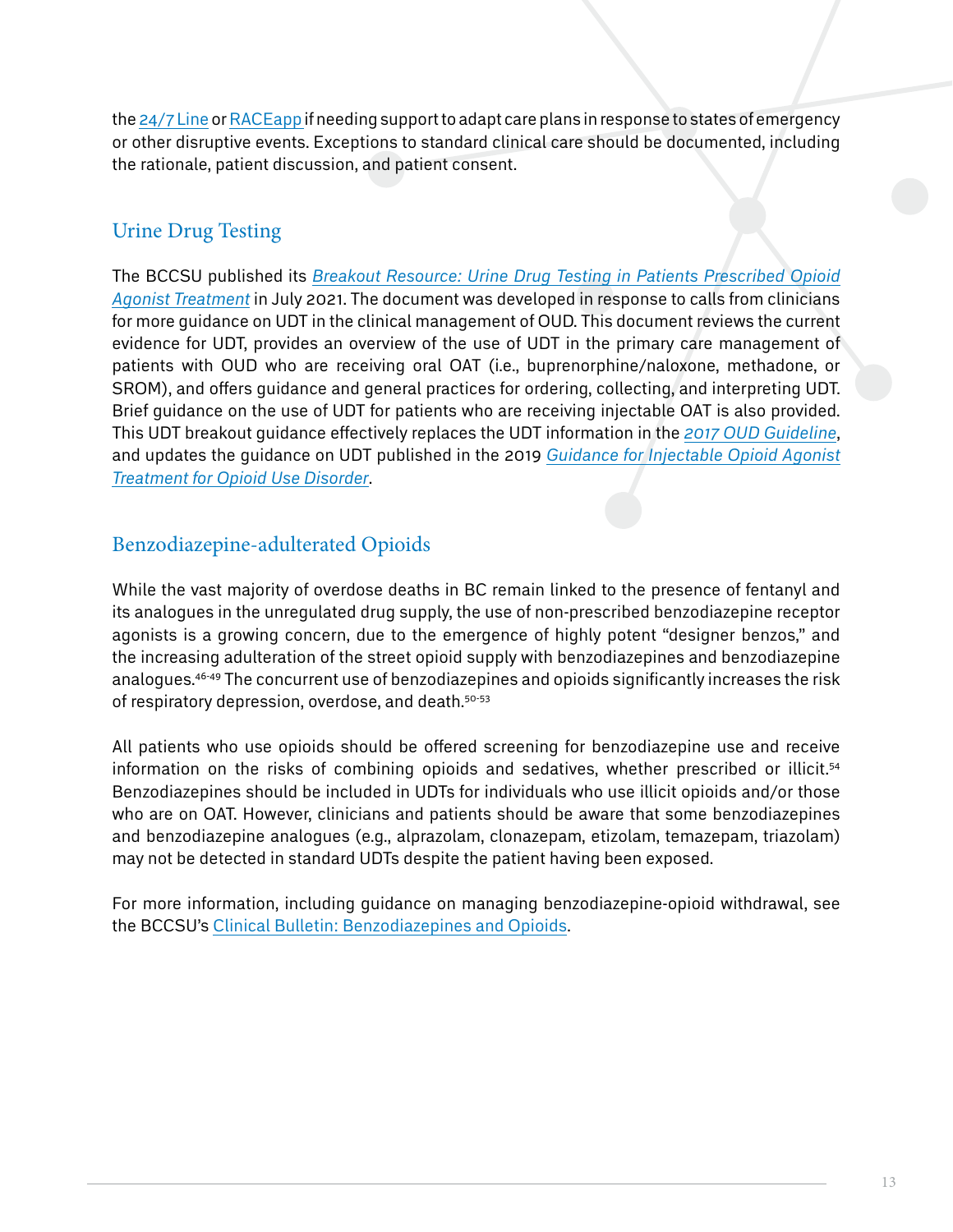the 24/7 Line or RACEapp if needing support to adapt care plans in response to states of emergency or other disruptive events. Exceptions to standard clinical care should be documented, including the rationale, patient discussion, and patient consent.

## Urine Drug Testing

The BCCSU published its *Breakout Resource: Urine Drug Testing in Patients Prescribed Opioid Agonist Treatment* in July 2021. The document was developed in response to calls from clinicians for more guidance on UDT in the clinical management of OUD. This document reviews the current evidence for UDT, provides an overview of the use of UDT in the primary care management of patients with OUD who are receiving oral OAT (i.e., buprenorphine/naloxone, methadone, or SROM), and offers guidance and general practices for ordering, collecting, and interpreting UDT. Brief guidance on the use of UDT for patients who are receiving injectable OAT is also provided. This UDT breakout guidance effectively replaces the UDT information in the *2017 OUD Guideline*, and updates the guidance on UDT published in the 2019 *Guidance for Injectable Opioid Agonist Treatment for Opioid Use Disorder*.

## Benzodiazepine-adulterated Opioids

While the vast majority of overdose deaths in BC remain linked to the presence of fentanyl and its analogues in the unregulated drug supply, the use of non-prescribed benzodiazepine receptor agonists is a growing concern, due to the emergence of highly potent "designer benzos," and the increasing adulteration of the street opioid supply with benzodiazepines and benzodiazepine analogues.[46-49] The concurrent use of benzodiazepines and opioids significantly increases the risk of respiratory depression, overdose, and death.[50-53]

All patients who use opioids should be offered screening for benzodiazepine use and receive information on the risks of combining opioids and sedatives, whether prescribed or illicit.[54] Benzodiazepines should be included in UDTs for individuals who use illicit opioids and/or those who are on OAT. However, clinicians and patients should be aware that some benzodiazepines and benzodiazepine analogues (e.g., alprazolam, clonazepam, etizolam, temazepam, triazolam) may not be detected in standard UDTs despite the patient having been exposed.

For more information, including guidance on managing benzodiazepine-opioid withdrawal, see the BCCSU's Clinical Bulletin: Benzodiazepines and Opioids.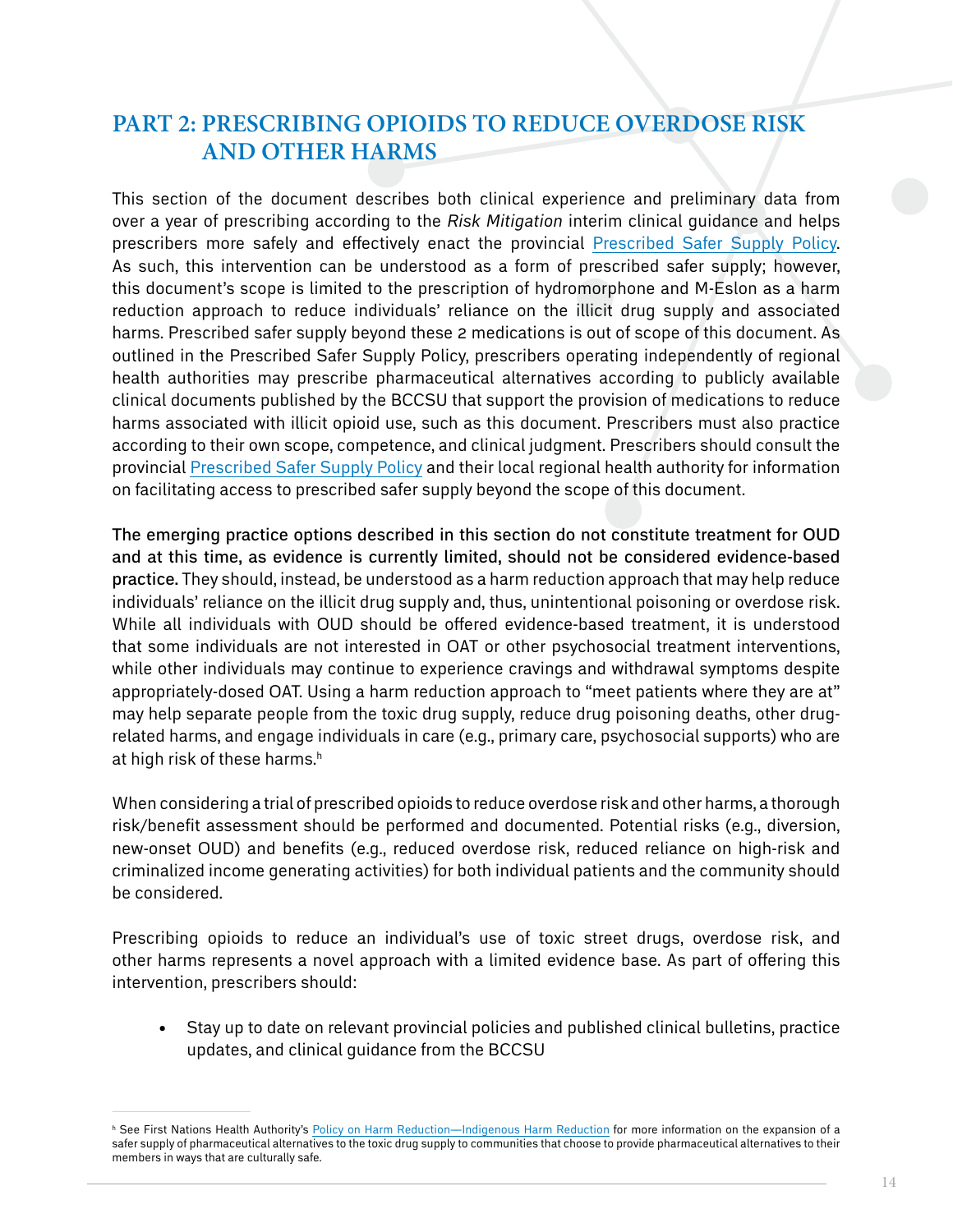## PART 2: PRESCRIBING OPIOIDS TO REDUCE OVERDOSE RISK AND OTHER HARMS

This section of the document describes both clinical experience and preliminary data from over a year of prescribing according to the *Risk Mitigation* interim clinical guidance and helps prescribers more safely and effectively enact the provincial Prescribed Safer Supply Policy. As such, this intervention can be understood as a form of prescribed safer supply; however, this document's scope is limited to the prescription of hydromorphone and M-Eslon as a harm reduction approach to reduce individuals' reliance on the illicit drug supply and associated harms. Prescribed safer supply beyond these 2 medications is out of scope of this document. As outlined in the Prescribed Safer Supply Policy, prescribers operating independently of regional health authorities may prescribe pharmaceutical alternatives according to publicly available clinical documents published by the BCCSU that support the provision of medications to reduce harms associated with illicit opioid use, such as this document. Prescribers must also practice according to their own scope, competence, and clinical judgment. Prescribers should consult the provincial Prescribed Safer Supply Policy and their local regional health authority for information on facilitating access to prescribed safer supply beyond the scope of this document.

**The emerging practice options described in this section do not constitute treatment for OUD and at this time, as evidence is currently limited, should not be considered evidence-based practice.** They should, instead, be understood as a harm reduction approach that may help reduce individuals' reliance on the illicit drug supply and, thus, unintentional poisoning or overdose risk. While all individuals with OUD should be offered evidence-based treatment, it is understood that some individuals are not interested in OAT or other psychosocial treatment interventions, while other individuals may continue to experience cravings and withdrawal symptoms despite appropriately-dosed OAT. Using a harm reduction approach to "meet patients where they are at" may help separate people from the toxic drug supply, reduce drug poisoning deaths, other drug-related harms, and engage individuals in care (e.g., primary care, psychosocial supports) who are at high risk of these harms.[h]

When considering a trial of prescribed opioids to reduce overdose risk and other harms, a thorough risk/benefit assessment should be performed and documented. Potential risks (e.g., diversion, new-onset OUD) and benefits (e.g., reduced overdose risk, reduced reliance on high-risk and criminalized income generating activities) for both individual patients and the community should be considered.

Prescribing opioids to reduce an individual's use of toxic street drugs, overdose risk, and other harms represents a novel approach with a limited evidence base. As part of offering this intervention, prescribers should:

- Stay up to date on relevant provincial policies and published clinical bulletins, practice updates, and clinical guidance from the BCCSU

[h] See First Nations Health Authority's Policy on Harm Reduction—Indigenous Harm Reduction for more information on the expansion of a safer supply of pharmaceutical alternatives to the toxic drug supply to communities that choose to provide pharmaceutical alternatives to their members in ways that are culturally safe.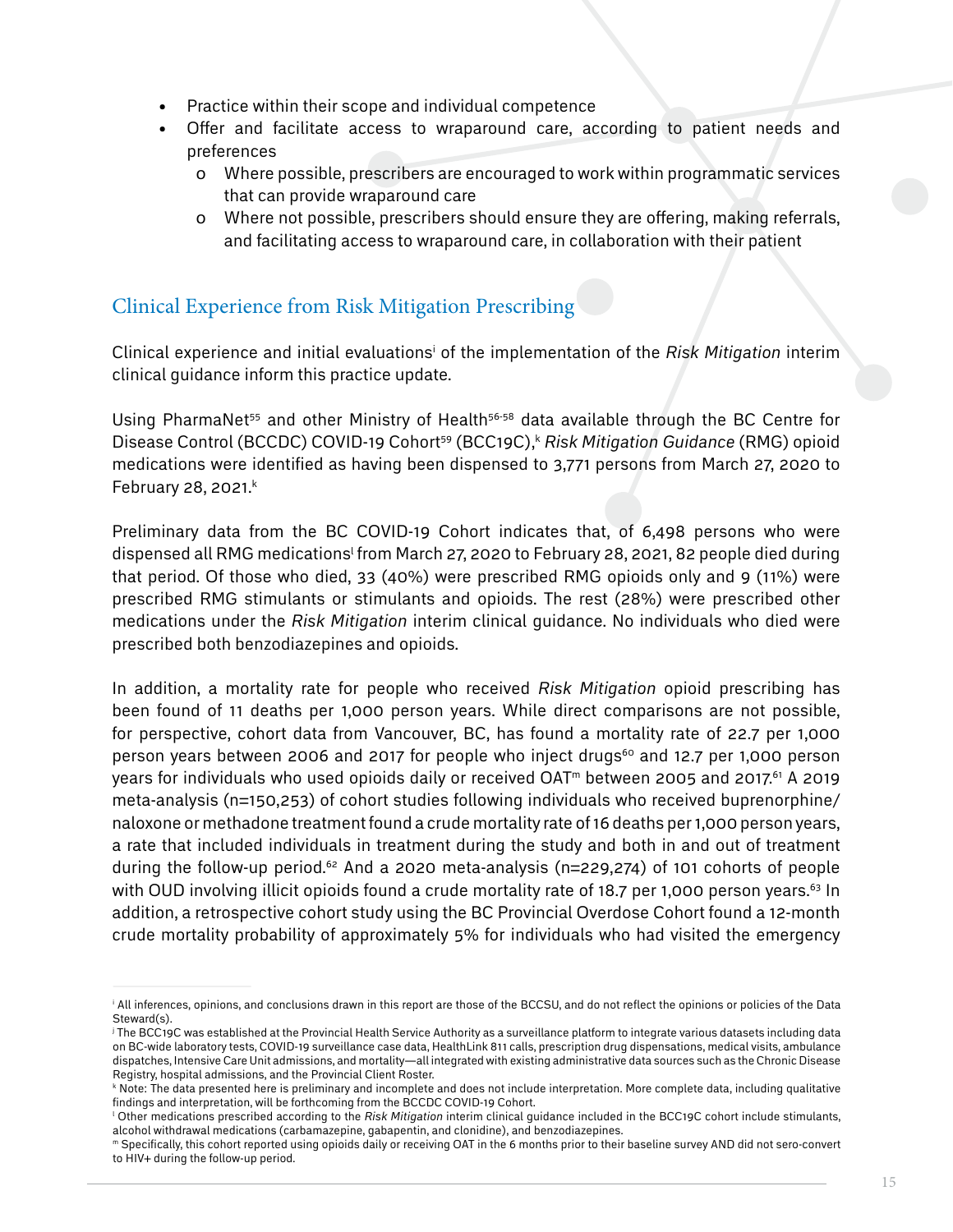- Practice within their scope and individual competence
- Offer and facilitate access to wraparound care, according to patient needs and preferences
    - o Where possible, prescribers are encouraged to work within programmatic services that can provide wraparound care
    - o Where not possible, prescribers should ensure they are offering, making referrals, and facilitating access to wraparound care, in collaboration with their patient

## Clinical Experience from Risk Mitigation Prescribing

Clinical experience and initial evaluations[i] of the implementation of the *Risk Mitigation* interim clinical guidance inform this practice update.

Using PharmaNet[55] and other Ministry of Health[56-58] data available through the BC Centre for Disease Control (BCCDC) COVID-19 Cohort[59] (BCC19C),[k] *Risk Mitigation Guidance* (RMG) opioid medications were identified as having been dispensed to 3,771 persons from March 27, 2020 to February 28, 2021.[k]

Preliminary data from the BC COVID-19 Cohort indicates that, of 6,498 persons who were dispensed all RMG medications[l] from March 27, 2020 to February 28, 2021, 82 people died during that period. Of those who died, 33 (40%) were prescribed RMG opioids only and 9 (11%) were prescribed RMG stimulants or stimulants and opioids. The rest (28%) were prescribed other medications under the *Risk Mitigation* interim clinical guidance. No individuals who died were prescribed both benzodiazepines and opioids.

In addition, a mortality rate for people who received *Risk Mitigation* opioid prescribing has been found of 11 deaths per 1,000 person years. While direct comparisons are not possible, for perspective, cohort data from Vancouver, BC, has found a mortality rate of 22.7 per 1,000 person years between 2006 and 2017 for people who inject drugs[60] and 12.7 per 1,000 person years for individuals who used opioids daily or received OAT[m] between 2005 and 2017.[61] A 2019 meta-analysis (n=150,253) of cohort studies following individuals who received buprenorphine/naloxone or methadone treatment found a crude mortality rate of 16 deaths per 1,000 person years, a rate that included individuals in treatment during the study and both in and out of treatment during the follow-up period.[62] And a 2020 meta-analysis (n=229,274) of 101 cohorts of people with OUD involving illicit opioids found a crude mortality rate of 18.7 per 1,000 person years.[63] In addition, a retrospective cohort study using the BC Provincial Overdose Cohort found a 12-month crude mortality probability of approximately 5% for individuals who had visited the emergency

---

[i] All inferences, opinions, and conclusions drawn in this report are those of the BCCSU, and do not reflect the opinions or policies of the Data Steward(s).

[j] The BCC19C was established at the Provincial Health Service Authority as a surveillance platform to integrate various datasets including data on BC-wide laboratory tests, COVID-19 surveillance case data, HealthLink 811 calls, prescription drug dispensations, medical visits, ambulance dispatches, Intensive Care Unit admissions, and mortality—all integrated with existing administrative data sources such as the Chronic Disease Registry, hospital admissions, and the Provincial Client Roster.

[k] Note: The data presented here is preliminary and incomplete and does not include interpretation. More complete data, including qualitative findings and interpretation, will be forthcoming from the BCCDC COVID-19 Cohort.

[l] Other medications prescribed according to the *Risk Mitigation* interim clinical guidance included in the BCC19C cohort include stimulants, alcohol withdrawal medications (carbamazepine, gabapentin, and clonidine), and benzodiazepines.

[m] Specifically, this cohort reported using opioids daily or receiving OAT in the 6 months prior to their baseline survey AND did not sero-convert to HIV+ during the follow-up period.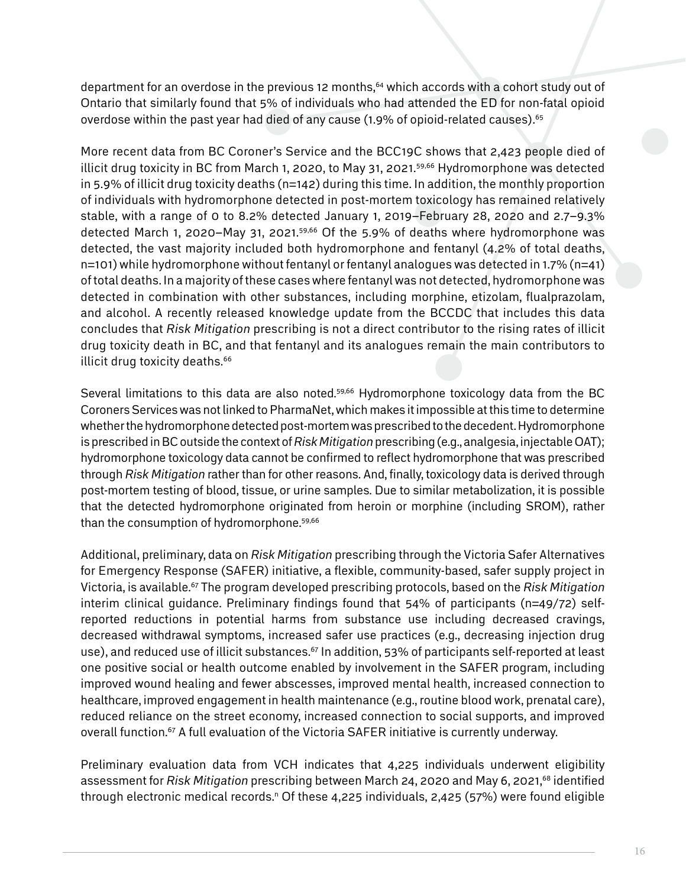department for an overdose in the previous 12 months,[64] which accords with a cohort study out of Ontario that similarly found that 5% of individuals who had attended the ED for non-fatal opioid overdose within the past year had died of any cause (1.9% of opioid-related causes).[65]

More recent data from BC Coroner's Service and the BCC19C shows that 2,423 people died of illicit drug toxicity in BC from March 1, 2020, to May 31, 2021.[59,66] Hydromorphone was detected in 5.9% of illicit drug toxicity deaths (n=142) during this time. In addition, the monthly proportion of individuals with hydromorphone detected in post-mortem toxicology has remained relatively stable, with a range of 0 to 8.2% detected January 1, 2019–February 28, 2020 and 2.7–9.3% detected March 1, 2020–May 31, 2021.[59,66] Of the 5.9% of deaths where hydromorphone was detected, the vast majority included both hydromorphone and fentanyl (4.2% of total deaths, n=101) while hydromorphone without fentanyl or fentanyl analogues was detected in 1.7% (n=41) of total deaths. In a majority of these cases where fentanyl was not detected, hydromorphone was detected in combination with other substances, including morphine, etizolam, flualprazolam, and alcohol. A recently released knowledge update from the BCCDC that includes this data concludes that *Risk Mitigation* prescribing is not a direct contributor to the rising rates of illicit drug toxicity death in BC, and that fentanyl and its analogues remain the main contributors to illicit drug toxicity deaths.[66]

Several limitations to this data are also noted.[59,66] Hydromorphone toxicology data from the BC Coroners Services was not linked to PharmaNet, which makes it impossible at this time to determine whether the hydromorphone detected post-mortem was prescribed to the decedent. Hydromorphone is prescribed in BC outside the context of *Risk Mitigation* prescribing (e.g., analgesia, injectable OAT); hydromorphone toxicology data cannot be confirmed to reflect hydromorphone that was prescribed through *Risk Mitigation* rather than for other reasons. And, finally, toxicology data is derived through post-mortem testing of blood, tissue, or urine samples. Due to similar metabolization, it is possible that the detected hydromorphone originated from heroin or morphine (including SROM), rather than the consumption of hydromorphone.[59,66]

Additional, preliminary, data on *Risk Mitigation* prescribing through the Victoria Safer Alternatives for Emergency Response (SAFER) initiative, a flexible, community-based, safer supply project in Victoria, is available.[67] The program developed prescribing protocols, based on the *Risk Mitigation* interim clinical guidance. Preliminary findings found that 54% of participants (n=49/72) self-reported reductions in potential harms from substance use including decreased cravings, decreased withdrawal symptoms, increased safer use practices (e.g., decreasing injection drug use), and reduced use of illicit substances.[67] In addition, 53% of participants self-reported at least one positive social or health outcome enabled by involvement in the SAFER program, including improved wound healing and fewer abscesses, improved mental health, increased connection to healthcare, improved engagement in health maintenance (e.g., routine blood work, prenatal care), reduced reliance on the street economy, increased connection to social supports, and improved overall function.[67] A full evaluation of the Victoria SAFER initiative is currently underway.

Preliminary evaluation data from VCH indicates that 4,225 individuals underwent eligibility assessment for *Risk Mitigation* prescribing between March 24, 2020 and May 6, 2021,[68] identified through electronic medical records.[n] Of these 4,225 individuals, 2,425 (57%) were found eligible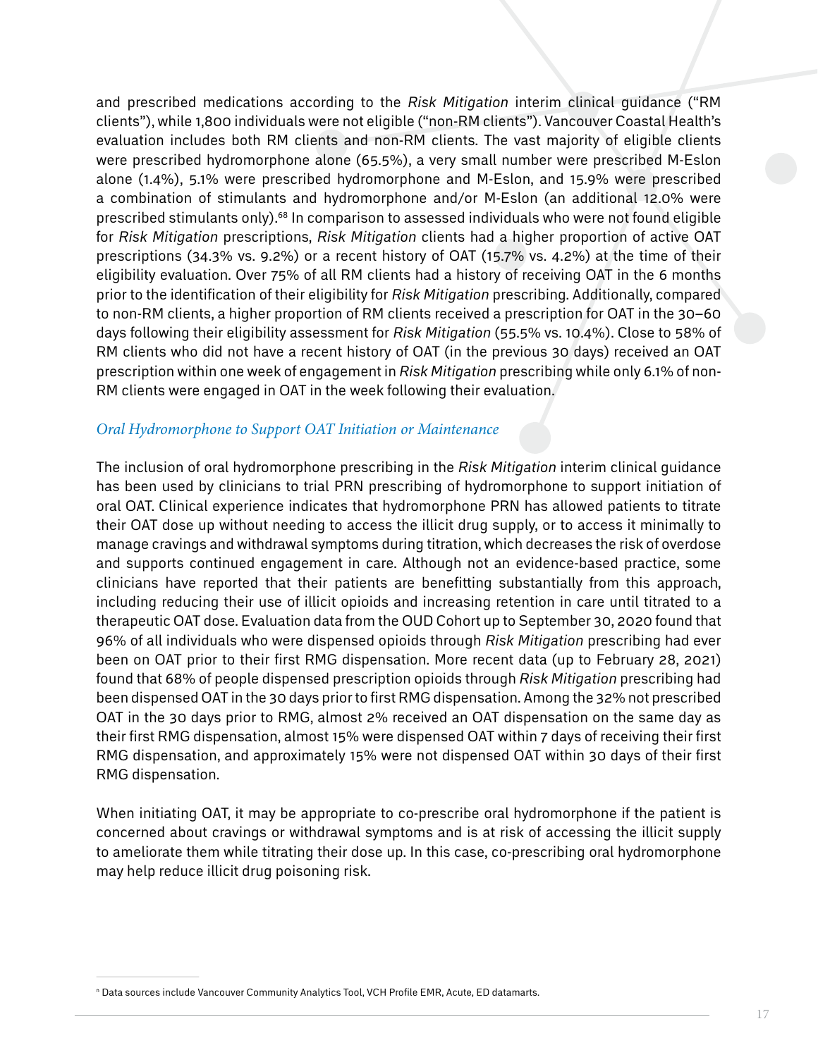and prescribed medications according to the *Risk Mitigation* interim clinical guidance ("RM clients"), while 1,800 individuals were not eligible ("non-RM clients"). Vancouver Coastal Health's evaluation includes both RM clients and non-RM clients. The vast majority of eligible clients were prescribed hydromorphone alone (65.5%), a very small number were prescribed M-Eslon alone (1.4%), 5.1% were prescribed hydromorphone and M-Eslon, and 15.9% were prescribed a combination of stimulants and hydromorphone and/or M-Eslon (an additional 12.0% were prescribed stimulants only).[68] In comparison to assessed individuals who were not found eligible for *Risk Mitigation* prescriptions, *Risk Mitigation* clients had a higher proportion of active OAT prescriptions (34.3% vs. 9.2%) or a recent history of OAT (15.7% vs. 4.2%) at the time of their eligibility evaluation. Over 75% of all RM clients had a history of receiving OAT in the 6 months prior to the identification of their eligibility for *Risk Mitigation* prescribing. Additionally, compared to non-RM clients, a higher proportion of RM clients received a prescription for OAT in the 30–60 days following their eligibility assessment for *Risk Mitigation* (55.5% vs. 10.4%). Close to 58% of RM clients who did not have a recent history of OAT (in the previous 30 days) received an OAT prescription within one week of engagement in *Risk Mitigation* prescribing while only 6.1% of non-RM clients were engaged in OAT in the week following their evaluation.

### *Oral Hydromorphone to Support OAT Initiation or Maintenance*

The inclusion of oral hydromorphone prescribing in the *Risk Mitigation* interim clinical guidance has been used by clinicians to trial PRN prescribing of hydromorphone to support initiation of oral OAT. Clinical experience indicates that hydromorphone PRN has allowed patients to titrate their OAT dose up without needing to access the illicit drug supply, or to access it minimally to manage cravings and withdrawal symptoms during titration, which decreases the risk of overdose and supports continued engagement in care. Although not an evidence-based practice, some clinicians have reported that their patients are benefitting substantially from this approach, including reducing their use of illicit opioids and increasing retention in care until titrated to a therapeutic OAT dose. Evaluation data from the OUD Cohort up to September 30, 2020 found that 96% of all individuals who were dispensed opioids through *Risk Mitigation* prescribing had ever been on OAT prior to their first RMG dispensation. More recent data (up to February 28, 2021) found that 68% of people dispensed prescription opioids through *Risk Mitigation* prescribing had been dispensed OAT in the 30 days prior to first RMG dispensation. Among the 32% not prescribed OAT in the 30 days prior to RMG, almost 2% received an OAT dispensation on the same day as their first RMG dispensation, almost 15% were dispensed OAT within 7 days of receiving their first RMG dispensation, and approximately 15% were not dispensed OAT within 30 days of their first RMG dispensation.

When initiating OAT, it may be appropriate to co-prescribe oral hydromorphone if the patient is concerned about cravings or withdrawal symptoms and is at risk of accessing the illicit supply to ameliorate them while titrating their dose up. In this case, co-prescribing oral hydromorphone may help reduce illicit drug poisoning risk.

---

[n] Data sources include Vancouver Community Analytics Tool, VCH Profile EMR, Acute, ED datamarts.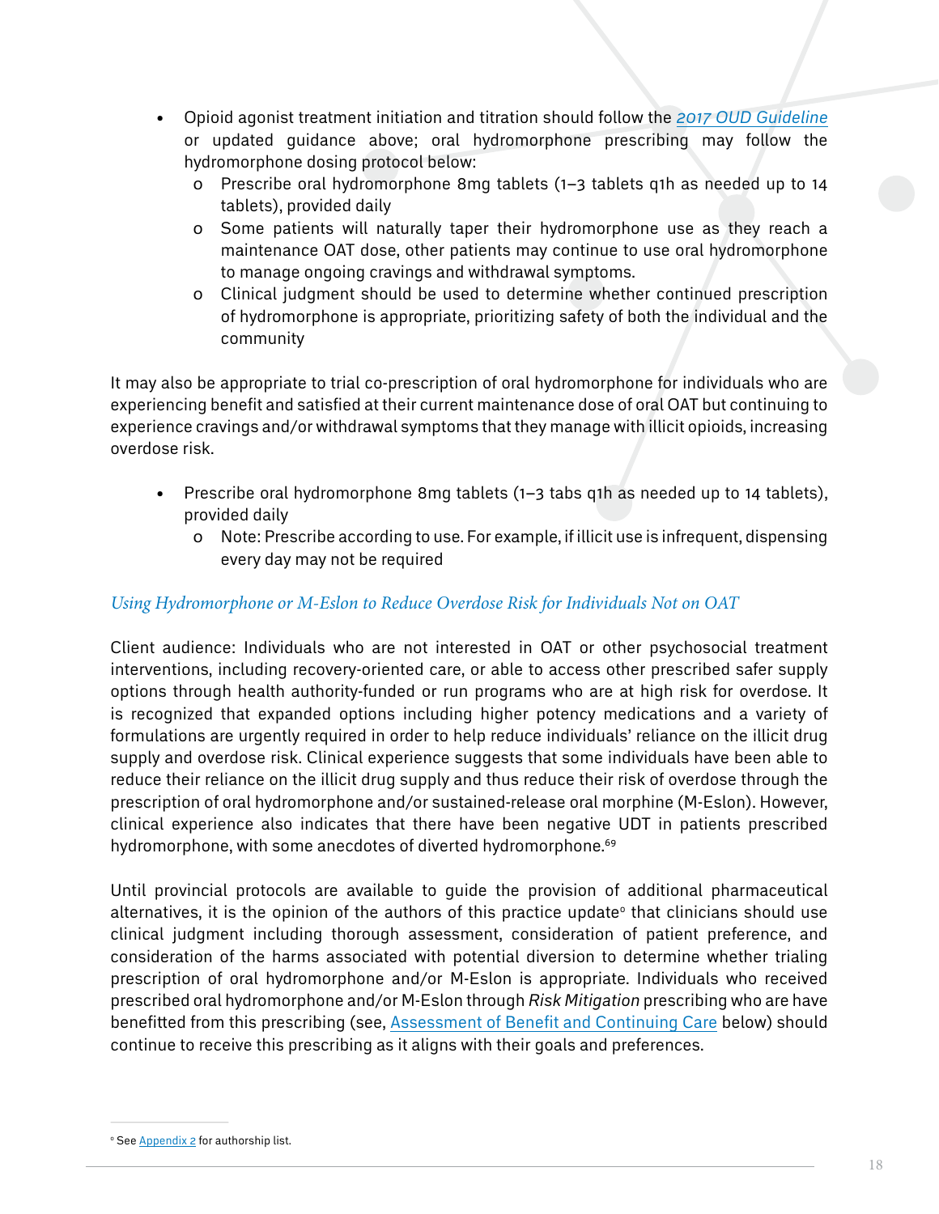- Opioid agonist treatment initiation and titration should follow the *2017 OUD Guideline* or updated guidance above; oral hydromorphone prescribing may follow the hydromorphone dosing protocol below:
    - Prescribe oral hydromorphone 8mg tablets (1–3 tablets q1h as needed up to 14 tablets), provided daily
    - Some patients will naturally taper their hydromorphone use as they reach a maintenance OAT dose, other patients may continue to use oral hydromorphone to manage ongoing cravings and withdrawal symptoms.
    - Clinical judgment should be used to determine whether continued prescription of hydromorphone is appropriate, prioritizing safety of both the individual and the community

It may also be appropriate to trial co-prescription of oral hydromorphone for individuals who are experiencing benefit and satisfied at their current maintenance dose of oral OAT but continuing to experience cravings and/or withdrawal symptoms that they manage with illicit opioids, increasing overdose risk.

- Prescribe oral hydromorphone 8mg tablets (1–3 tabs q1h as needed up to 14 tablets), provided daily
    - Note: Prescribe according to use. For example, if illicit use is infrequent, dispensing every day may not be required

### *Using Hydromorphone or M-Eslon to Reduce Overdose Risk for Individuals Not on OAT*

Client audience: Individuals who are not interested in OAT or other psychosocial treatment interventions, including recovery-oriented care, or able to access other prescribed safer supply options through health authority-funded or run programs who are at high risk for overdose. It is recognized that expanded options including higher potency medications and a variety of formulations are urgently required in order to help reduce individuals' reliance on the illicit drug supply and overdose risk. Clinical experience suggests that some individuals have been able to reduce their reliance on the illicit drug supply and thus reduce their risk of overdose through the prescription of oral hydromorphone and/or sustained-release oral morphine (M-Eslon). However, clinical experience also indicates that there have been negative UDT in patients prescribed hydromorphone, with some anecdotes of diverted hydromorphone.[69]

Until provincial protocols are available to guide the provision of additional pharmaceutical alternatives, it is the opinion of the authors of this practice update[o] that clinicians should use clinical judgment including thorough assessment, consideration of patient preference, and consideration of the harms associated with potential diversion to determine whether trialing prescription of oral hydromorphone and/or M-Eslon is appropriate. Individuals who received prescribed oral hydromorphone and/or M-Eslon through *Risk Mitigation* prescribing who are have benefitted from this prescribing (see, Assessment of Benefit and Continuing Care below) should continue to receive this prescribing as it aligns with their goals and preferences.

[o] See Appendix 2 for authorship list.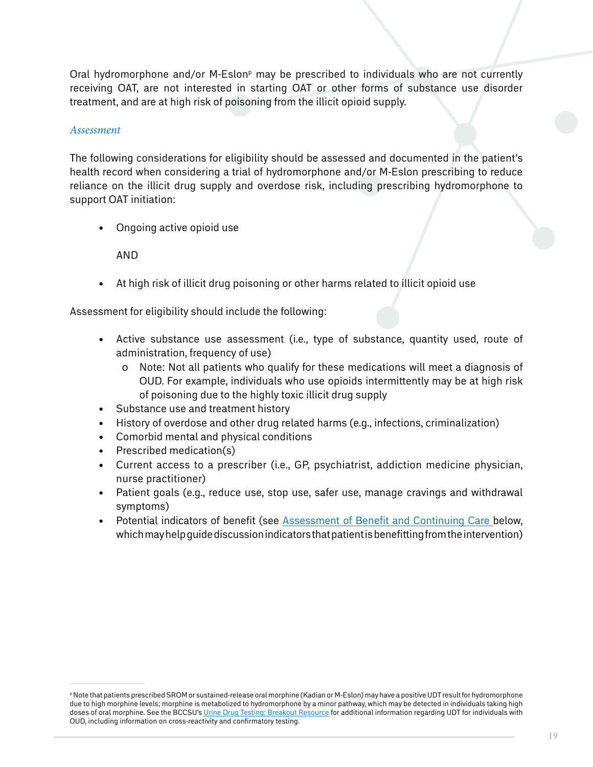Oral hydromorphone and/or M-Eslon[p] may be prescribed to individuals who are not currently receiving OAT, are not interested in starting OAT or other forms of substance use disorder treatment, and are at high risk of poisoning from the illicit opioid supply.

### *Assessment*

The following considerations for eligibility should be assessed and documented in the patient's health record when considering a trial of hydromorphone and/or M-Eslon prescribing to reduce reliance on the illicit drug supply and overdose risk, including prescribing hydromorphone to support OAT initiation:

- Ongoing active opioid use

  AND

- At high risk of illicit drug poisoning or other harms related to illicit opioid use

Assessment for eligibility should include the following:

- Active substance use assessment (i.e., type of substance, quantity used, route of administration, frequency of use)
  - Note: Not all patients who qualify for these medications will meet a diagnosis of OUD. For example, individuals who use opioids intermittently may be at high risk of poisoning due to the highly toxic illicit drug supply
- Substance use and treatment history
- History of overdose and other drug related harms (e.g., infections, criminalization)
- Comorbid mental and physical conditions
- Prescribed medication(s)
- Current access to a prescriber (i.e., GP, psychiatrist, addiction medicine physician, nurse practitioner)
- Patient goals (e.g., reduce use, stop use, safer use, manage cravings and withdrawal symptoms)
- Potential indicators of benefit (see [Assessment of Benefit and Continuing Care](#) below, which may help guide discussion indicators that patient is benefitting from the intervention)

---

[p] Note that patients prescribed SROM or sustained-release oral morphine (Kadian or M-Eslon) may have a positive UDT result for hydromorphone due to high morphine levels; morphine is metabolized to hydromorphone by a minor pathway, which may be detected in individuals taking high doses of oral morphine. See the BCCSU's [Urine Drug Testing: Breakout Resource](#) for additional information regarding UDT for individuals with OUD, including information on cross-reactivity and confirmatory testing.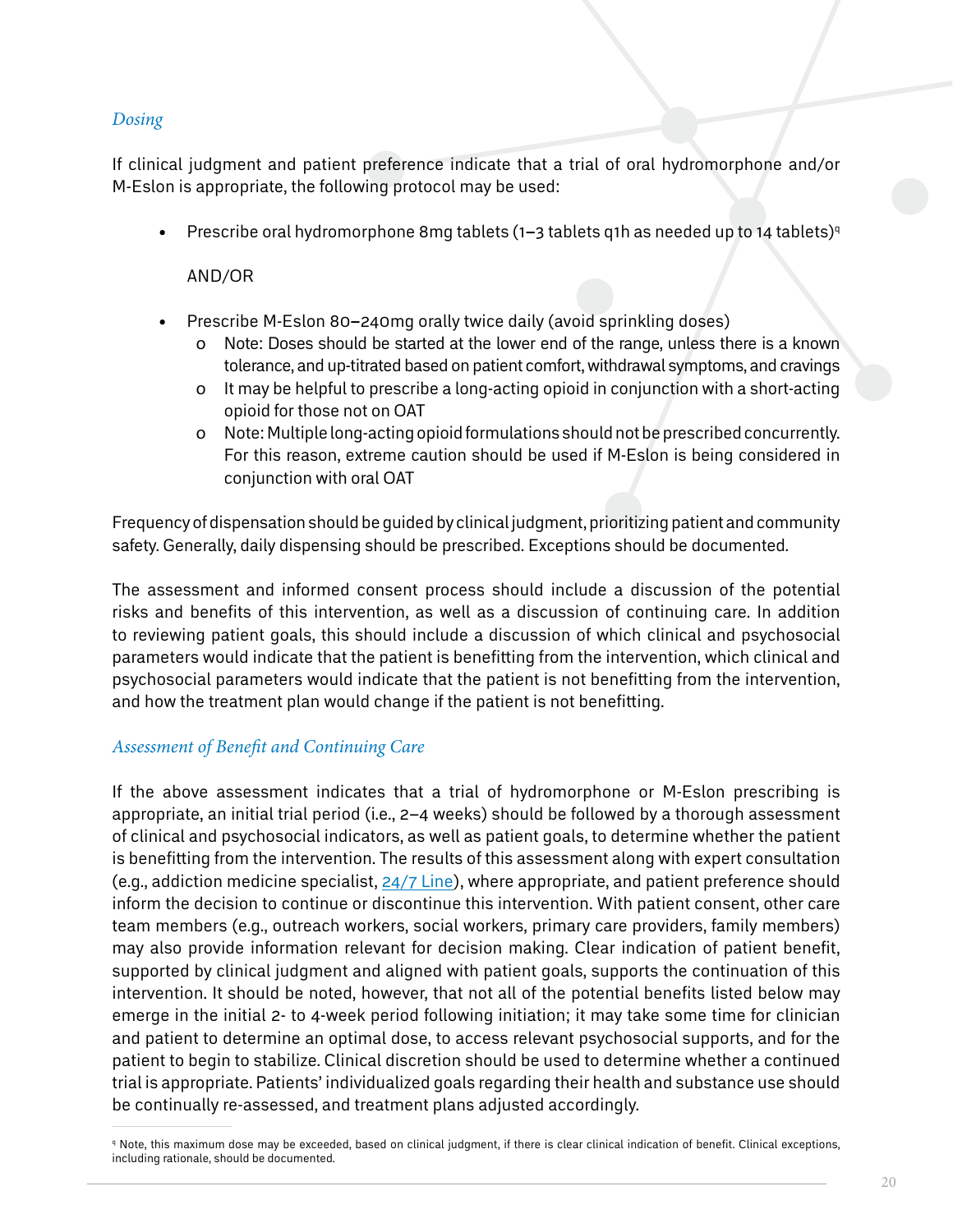*Dosing*

If clinical judgment and patient preference indicate that a trial of oral hydromorphone and/or M-Eslon is appropriate, the following protocol may be used:

- Prescribe oral hydromorphone 8mg tablets (1–3 tablets q1h as needed up to 14 tablets)[q]

  AND/OR

- Prescribe M-Eslon 80–240mg orally twice daily (avoid sprinkling doses)
  - Note: Doses should be started at the lower end of the range, unless there is a known tolerance, and up-titrated based on patient comfort, withdrawal symptoms, and cravings
  - It may be helpful to prescribe a long-acting opioid in conjunction with a short-acting opioid for those not on OAT
  - Note: Multiple long-acting opioid formulations should not be prescribed concurrently. For this reason, extreme caution should be used if M-Eslon is being considered in conjunction with oral OAT

Frequency of dispensation should be guided by clinical judgment, prioritizing patient and community safety. Generally, daily dispensing should be prescribed. Exceptions should be documented.

The assessment and informed consent process should include a discussion of the potential risks and benefits of this intervention, as well as a discussion of continuing care. In addition to reviewing patient goals, this should include a discussion of which clinical and psychosocial parameters would indicate that the patient is benefitting from the intervention, which clinical and psychosocial parameters would indicate that the patient is not benefitting from the intervention, and how the treatment plan would change if the patient is not benefitting.

*Assessment of Benefit and Continuing Care*

If the above assessment indicates that a trial of hydromorphone or M-Eslon prescribing is appropriate, an initial trial period (i.e., 2–4 weeks) should be followed by a thorough assessment of clinical and psychosocial indicators, as well as patient goals, to determine whether the patient is benefitting from the intervention. The results of this assessment along with expert consultation (e.g., addiction medicine specialist, 24/7 Line), where appropriate, and patient preference should inform the decision to continue or discontinue this intervention. With patient consent, other care team members (e.g., outreach workers, social workers, primary care providers, family members) may also provide information relevant for decision making. Clear indication of patient benefit, supported by clinical judgment and aligned with patient goals, supports the continuation of this intervention. It should be noted, however, that not all of the potential benefits listed below may emerge in the initial 2- to 4-week period following initiation; it may take some time for clinician and patient to determine an optimal dose, to access relevant psychosocial supports, and for the patient to begin to stabilize. Clinical discretion should be used to determine whether a continued trial is appropriate. Patients' individualized goals regarding their health and substance use should be continually re-assessed, and treatment plans adjusted accordingly.

---

[q] Note, this maximum dose may be exceeded, based on clinical judgment, if there is clear clinical indication of benefit. Clinical exceptions, including rationale, should be documented.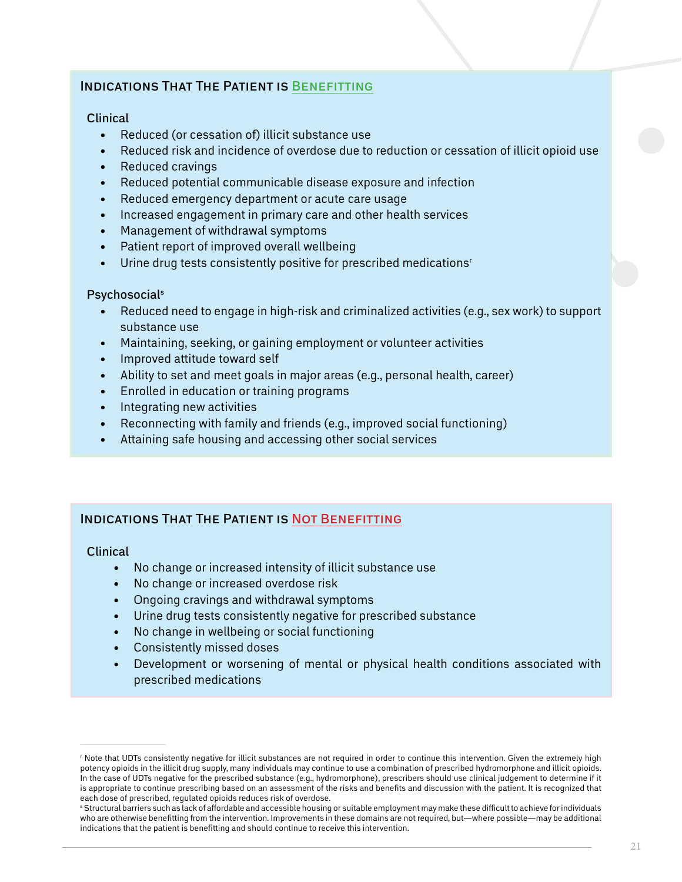### Indications That The Patient is Benefitting

**Clinical**

- Reduced (or cessation of) illicit substance use
- Reduced risk and incidence of overdose due to reduction or cessation of illicit opioid use
- Reduced cravings
- Reduced potential communicable disease exposure and infection
- Reduced emergency department or acute care usage
- Increased engagement in primary care and other health services
- Management of withdrawal symptoms
- Patient report of improved overall wellbeing
- Urine drug tests consistently positive for prescribed medications[r]

**Psychosocial**[s]

- Reduced need to engage in high-risk and criminalized activities (e.g., sex work) to support substance use
- Maintaining, seeking, or gaining employment or volunteer activities
- Improved attitude toward self
- Ability to set and meet goals in major areas (e.g., personal health, career)
- Enrolled in education or training programs
- Integrating new activities
- Reconnecting with family and friends (e.g., improved social functioning)
- Attaining safe housing and accessing other social services

### Indications That The Patient is Not Benefitting

**Clinical**

- No change or increased intensity of illicit substance use
- No change or increased overdose risk
- Ongoing cravings and withdrawal symptoms
- Urine drug tests consistently negative for prescribed substance
- No change in wellbeing or social functioning
- Consistently missed doses
- Development or worsening of mental or physical health conditions associated with prescribed medications

---

[r] Note that UDTs consistently negative for illicit substances are not required in order to continue this intervention. Given the extremely high potency opioids in the illicit drug supply, many individuals may continue to use a combination of prescribed hydromorphone and illicit opioids. In the case of UDTs negative for the prescribed substance (e.g., hydromorphone), prescribers should use clinical judgement to determine if it is appropriate to continue prescribing based on an assessment of the risks and benefits and discussion with the patient. It is recognized that each dose of prescribed, regulated opioids reduces risk of overdose.

[s] Structural barriers such as lack of affordable and accessible housing or suitable employment may make these difficult to achieve for individuals who are otherwise benefitting from the intervention. Improvements in these domains are not required, but—where possible—may be additional indications that the patient is benefitting and should continue to receive this intervention.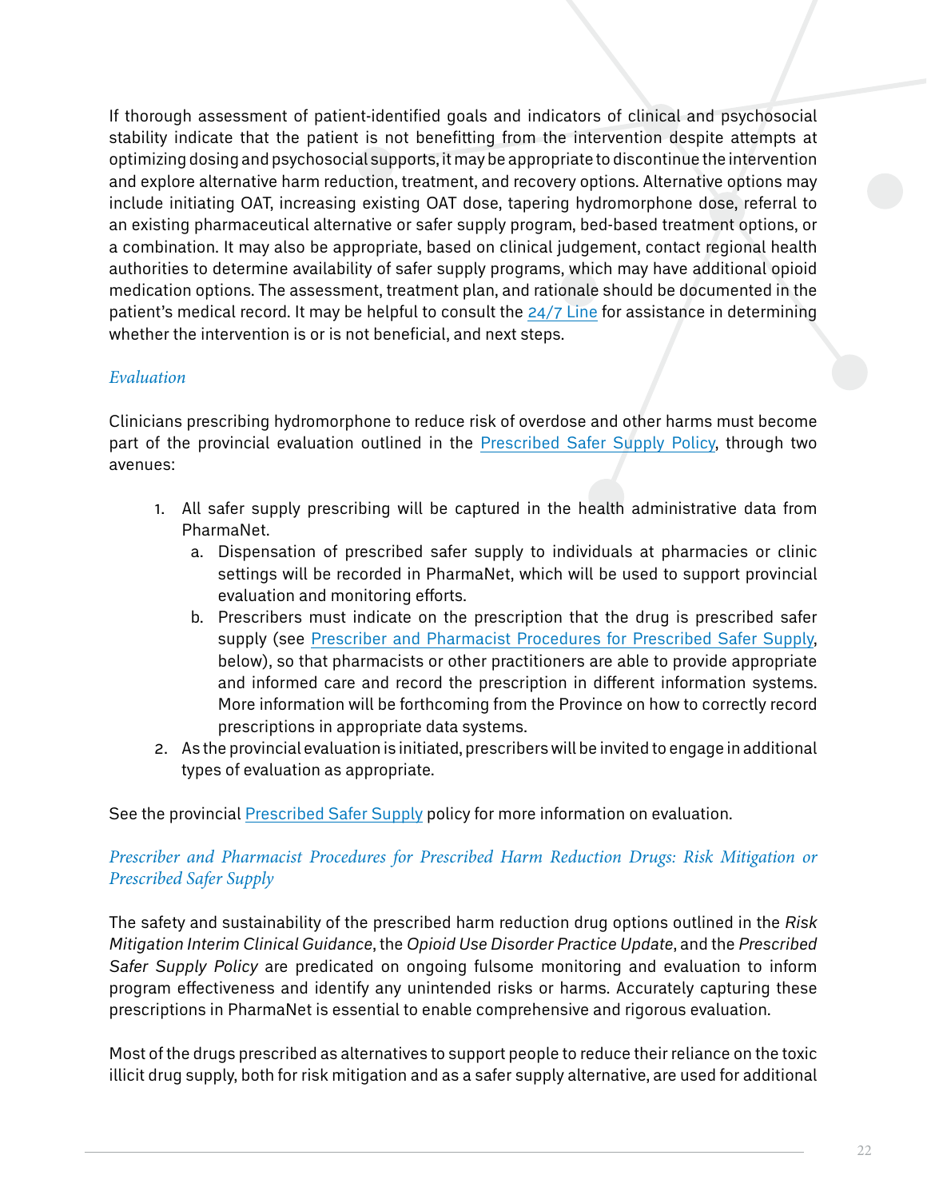If thorough assessment of patient-identified goals and indicators of clinical and psychosocial stability indicate that the patient is not benefitting from the intervention despite attempts at optimizing dosing and psychosocial supports, it may be appropriate to discontinue the intervention and explore alternative harm reduction, treatment, and recovery options. Alternative options may include initiating OAT, increasing existing OAT dose, tapering hydromorphone dose, referral to an existing pharmaceutical alternative or safer supply program, bed-based treatment options, or a combination. It may also be appropriate, based on clinical judgement, contact regional health authorities to determine availability of safer supply programs, which may have additional opioid medication options. The assessment, treatment plan, and rationale should be documented in the patient's medical record. It may be helpful to consult the 24/7 Line for assistance in determining whether the intervention is or is not beneficial, and next steps.

### *Evaluation*

Clinicians prescribing hydromorphone to reduce risk of overdose and other harms must become part of the provincial evaluation outlined in the Prescribed Safer Supply Policy, through two avenues:

1. All safer supply prescribing will be captured in the health administrative data from PharmaNet.
   a. Dispensation of prescribed safer supply to individuals at pharmacies or clinic settings will be recorded in PharmaNet, which will be used to support provincial evaluation and monitoring efforts.
   b. Prescribers must indicate on the prescription that the drug is prescribed safer supply (see Prescriber and Pharmacist Procedures for Prescribed Safer Supply, below), so that pharmacists or other practitioners are able to provide appropriate and informed care and record the prescription in different information systems. More information will be forthcoming from the Province on how to correctly record prescriptions in appropriate data systems.
2. As the provincial evaluation is initiated, prescribers will be invited to engage in additional types of evaluation as appropriate.

See the provincial Prescribed Safer Supply policy for more information on evaluation.

### *Prescriber and Pharmacist Procedures for Prescribed Harm Reduction Drugs: Risk Mitigation or Prescribed Safer Supply*

The safety and sustainability of the prescribed harm reduction drug options outlined in the *Risk Mitigation Interim Clinical Guidance*, the *Opioid Use Disorder Practice Update*, and the *Prescribed Safer Supply Policy* are predicated on ongoing fulsome monitoring and evaluation to inform program effectiveness and identify any unintended risks or harms. Accurately capturing these prescriptions in PharmaNet is essential to enable comprehensive and rigorous evaluation.

Most of the drugs prescribed as alternatives to support people to reduce their reliance on the toxic illicit drug supply, both for risk mitigation and as a safer supply alternative, are used for additional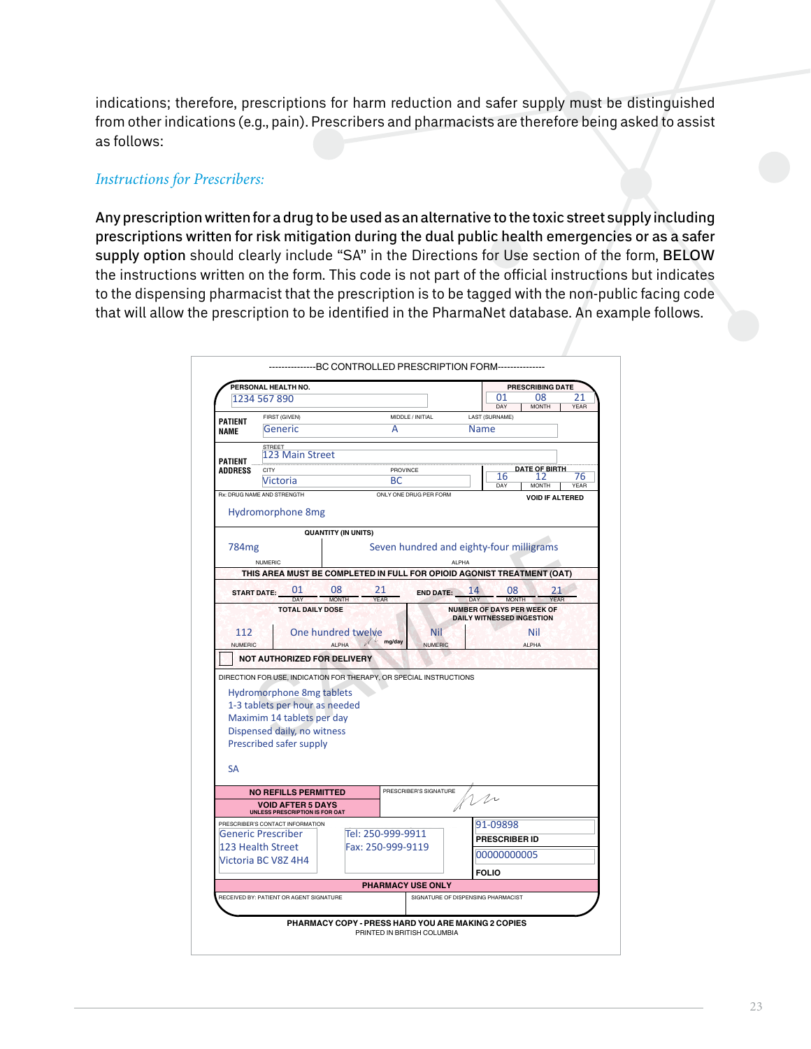indications; therefore, prescriptions for harm reduction and safer supply must be distinguished from other indications (e.g., pain). Prescribers and pharmacists are therefore being asked to assist as follows:

### *Instructions for Prescribers:*

**Any prescription written for a drug to be used as an alternative to the toxic street supply including prescriptions written for risk mitigation during the dual public health emergencies or as a safer supply option** should clearly include "SA" in the Directions for Use section of the form, **BELOW** the instructions written on the form. This code is not part of the official instructions but indicates to the dispensing pharmacist that the prescription is to be tagged with the non-public facing code that will allow the prescription to be identified in the PharmaNet database. An example follows.

---------------BC CONTROLLED PRESCRIPTION FORM---------------

| | |
|---|---|
| PERSONAL HEALTH NO. | 1234 567 890 |
| PRESCRIBING DATE (DAY / MONTH / YEAR) | 01 / 08 / 21 |
| PATIENT NAME – FIRST (GIVEN) | Generic |
| MIDDLE / INITIAL | A |
| LAST (SURNAME) | Name |
| PATIENT ADDRESS – STREET | 123 Main Street |
| CITY | Victoria |
| PROVINCE | BC |
| DATE OF BIRTH (DAY / MONTH / YEAR) | 16 / 12 / 76 |
| Rx: DRUG NAME AND STRENGTH (ONLY ONE DRUG PER FORM) | Hydromorphone 8mg |
| QUANTITY (IN UNITS) – NUMERIC | 784mg |
| QUANTITY (IN UNITS) – ALPHA | Seven hundred and eighty-four milligrams |

VOID IF ALTERED

**THIS AREA MUST BE COMPLETED IN FULL FOR OPIOID AGONIST TREATMENT (OAT)**

| | |
|---|---|
| START DATE (DAY / MONTH / YEAR) | 01 / 08 / 21 |
| END DATE (DAY / MONTH / YEAR) | 14 / 08 / 21 |
| TOTAL DAILY DOSE – NUMERIC | 112 |
| TOTAL DAILY DOSE – ALPHA (mg/day) | One hundred twelve |
| NUMBER OF DAYS PER WEEK OF DAILY WITNESSED INGESTION – NUMERIC | Nil |
| NUMBER OF DAYS PER WEEK OF DAILY WITNESSED INGESTION – ALPHA | Nil |

☐ NOT AUTHORIZED FOR DELIVERY

DIRECTION FOR USE, INDICATION FOR THERAPY, OR SPECIAL INSTRUCTIONS

Hydromorphone 8mg tablets
1-3 tablets per hour as needed
Maximim 14 tablets per day
Dispensed daily, no witness
Prescribed safer supply

SA

| | |
|---|---|
| NO REFILLS PERMITTED | PRESCRIBER'S SIGNATURE |
| VOID AFTER 5 DAYS (UNLESS PRESCRIPTION IS FOR OAT) | |
| PRESCRIBER'S CONTACT INFORMATION | Generic Prescriber, 123 Health Street, Victoria BC V8Z 4H4; Tel: 250-999-9911; Fax: 250-999-9119 |
| PRESCRIBER ID | 91-09898 |
| FOLIO | 00000000005 |

PHARMACY USE ONLY

| RECEIVED BY: PATIENT OR AGENT SIGNATURE | SIGNATURE OF DISPENSING PHARMACIST |
|---|---|
| | |

PHARMACY COPY - PRESS HARD YOU ARE MAKING 2 COPIES
PRINTED IN BRITISH COLUMBIA

SAMPLE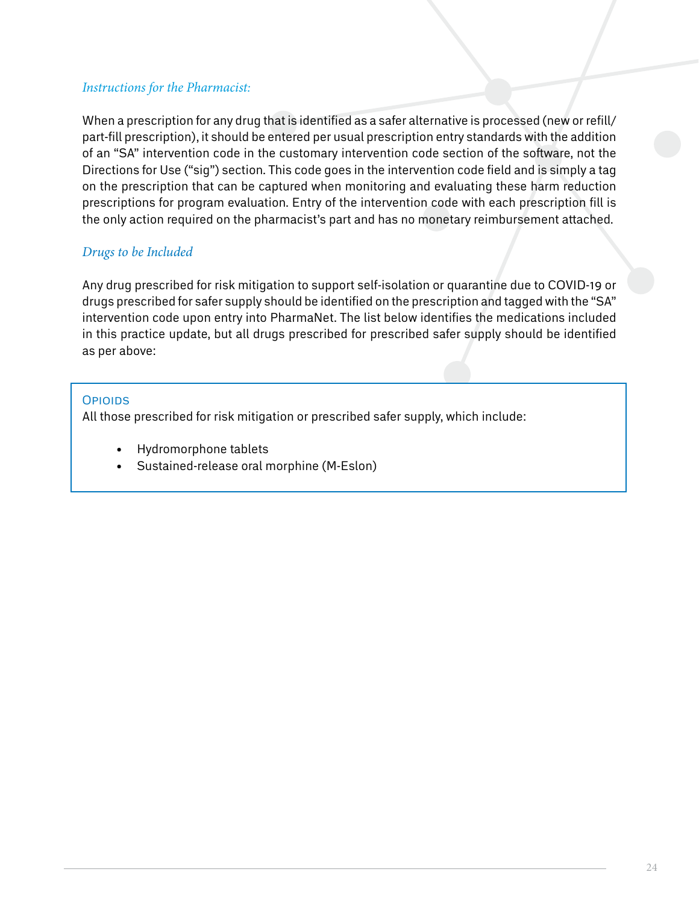*Instructions for the Pharmacist:*

When a prescription for any drug that is identified as a safer alternative is processed (new or refill/part-fill prescription), it should be entered per usual prescription entry standards with the addition of an "SA" intervention code in the customary intervention code section of the software, not the Directions for Use ("sig") section. This code goes in the intervention code field and is simply a tag on the prescription that can be captured when monitoring and evaluating these harm reduction prescriptions for program evaluation. Entry of the intervention code with each prescription fill is the only action required on the pharmacist's part and has no monetary reimbursement attached.

*Drugs to be Included*

Any drug prescribed for risk mitigation to support self-isolation or quarantine due to COVID-19 or drugs prescribed for safer supply should be identified on the prescription and tagged with the "SA" intervention code upon entry into PharmaNet. The list below identifies the medications included in this practice update, but all drugs prescribed for prescribed safer supply should be identified as per above:

**Opioids**

All those prescribed for risk mitigation or prescribed safer supply, which include:

- Hydromorphone tablets
- Sustained-release oral morphine (M-Eslon)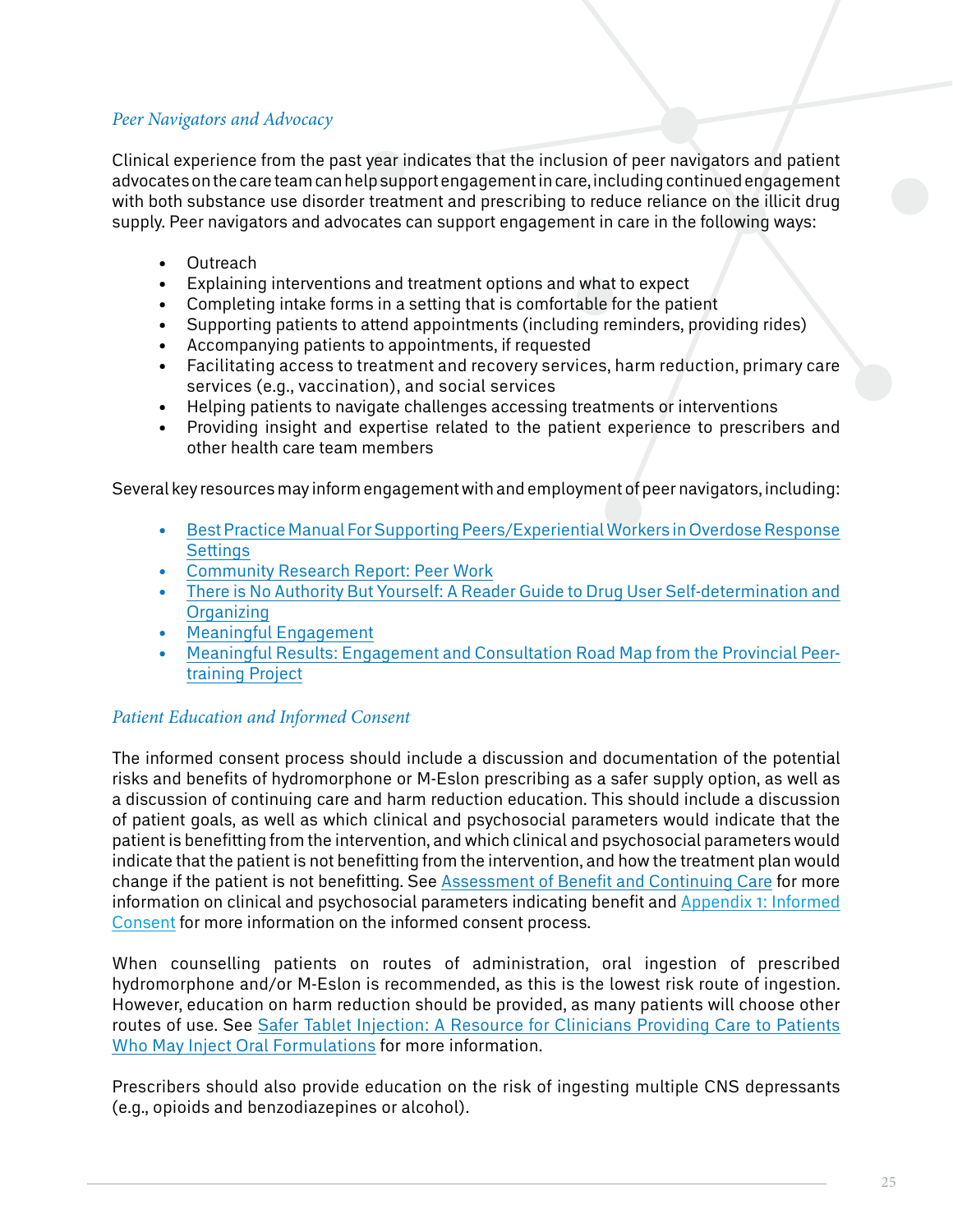### *Peer Navigators and Advocacy*

Clinical experience from the past year indicates that the inclusion of peer navigators and patient advocates on the care team can help support engagement in care, including continued engagement with both substance use disorder treatment and prescribing to reduce reliance on the illicit drug supply. Peer navigators and advocates can support engagement in care in the following ways:

- Outreach
- Explaining interventions and treatment options and what to expect
- Completing intake forms in a setting that is comfortable for the patient
- Supporting patients to attend appointments (including reminders, providing rides)
- Accompanying patients to appointments, if requested
- Facilitating access to treatment and recovery services, harm reduction, primary care services (e.g., vaccination), and social services
- Helping patients to navigate challenges accessing treatments or interventions
- Providing insight and expertise related to the patient experience to prescribers and other health care team members

Several key resources may inform engagement with and employment of peer navigators, including:

- Best Practice Manual For Supporting Peers/Experiential Workers in Overdose Response Settings
- Community Research Report: Peer Work
- There is No Authority But Yourself: A Reader Guide to Drug User Self-determination and Organizing
- Meaningful Engagement
- Meaningful Results: Engagement and Consultation Road Map from the Provincial Peer-training Project

### *Patient Education and Informed Consent*

The informed consent process should include a discussion and documentation of the potential risks and benefits of hydromorphone or M-Eslon prescribing as a safer supply option, as well as a discussion of continuing care and harm reduction education. This should include a discussion of patient goals, as well as which clinical and psychosocial parameters would indicate that the patient is benefitting from the intervention, and which clinical and psychosocial parameters would indicate that the patient is not benefitting from the intervention, and how the treatment plan would change if the patient is not benefitting. See Assessment of Benefit and Continuing Care for more information on clinical and psychosocial parameters indicating benefit and Appendix 1: Informed Consent for more information on the informed consent process.

When counselling patients on routes of administration, oral ingestion of prescribed hydromorphone and/or M-Eslon is recommended, as this is the lowest risk route of ingestion. However, education on harm reduction should be provided, as many patients will choose other routes of use. See Safer Tablet Injection: A Resource for Clinicians Providing Care to Patients Who May Inject Oral Formulations for more information.

Prescribers should also provide education on the risk of ingesting multiple CNS depressants (e.g., opioids and benzodiazepines or alcohol).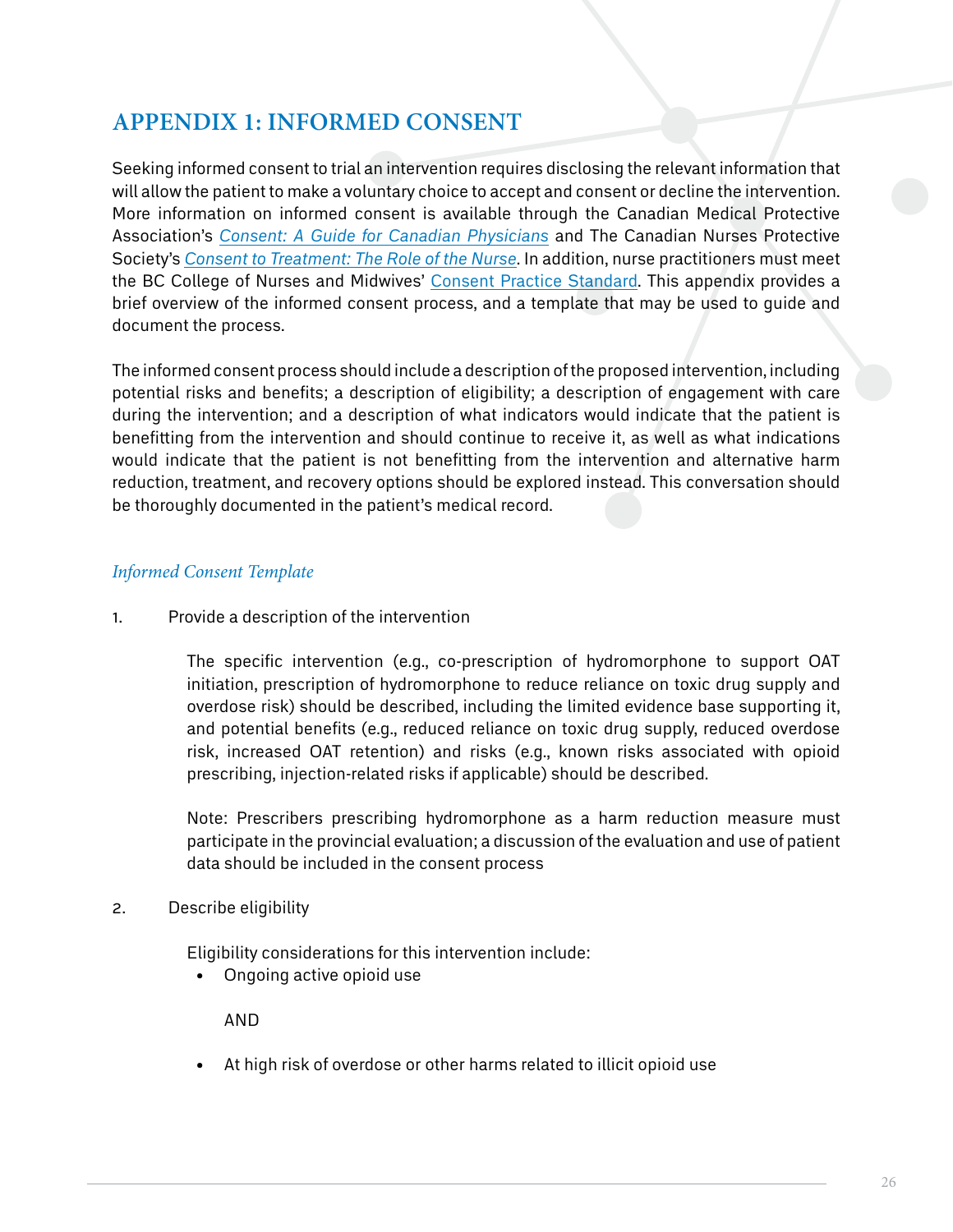## APPENDIX 1: INFORMED CONSENT

Seeking informed consent to trial an intervention requires disclosing the relevant information that will allow the patient to make a voluntary choice to accept and consent or decline the intervention. More information on informed consent is available through the Canadian Medical Protective Association's *Consent: A Guide for Canadian Physicians* and The Canadian Nurses Protective Society's *Consent to Treatment: The Role of the Nurse*. In addition, nurse practitioners must meet the BC College of Nurses and Midwives' Consent Practice Standard. This appendix provides a brief overview of the informed consent process, and a template that may be used to guide and document the process.

The informed consent process should include a description of the proposed intervention, including potential risks and benefits; a description of eligibility; a description of engagement with care during the intervention; and a description of what indicators would indicate that the patient is benefitting from the intervention and should continue to receive it, as well as what indications would indicate that the patient is not benefitting from the intervention and alternative harm reduction, treatment, and recovery options should be explored instead. This conversation should be thoroughly documented in the patient's medical record.

### *Informed Consent Template*

1. Provide a description of the intervention

   The specific intervention (e.g., co-prescription of hydromorphone to support OAT initiation, prescription of hydromorphone to reduce reliance on toxic drug supply and overdose risk) should be described, including the limited evidence base supporting it, and potential benefits (e.g., reduced reliance on toxic drug supply, reduced overdose risk, increased OAT retention) and risks (e.g., known risks associated with opioid prescribing, injection-related risks if applicable) should be described.

   Note: Prescribers prescribing hydromorphone as a harm reduction measure must participate in the provincial evaluation; a discussion of the evaluation and use of patient data should be included in the consent process

2. Describe eligibility

   Eligibility considerations for this intervention include:
   - Ongoing active opioid use

     AND

   - At high risk of overdose or other harms related to illicit opioid use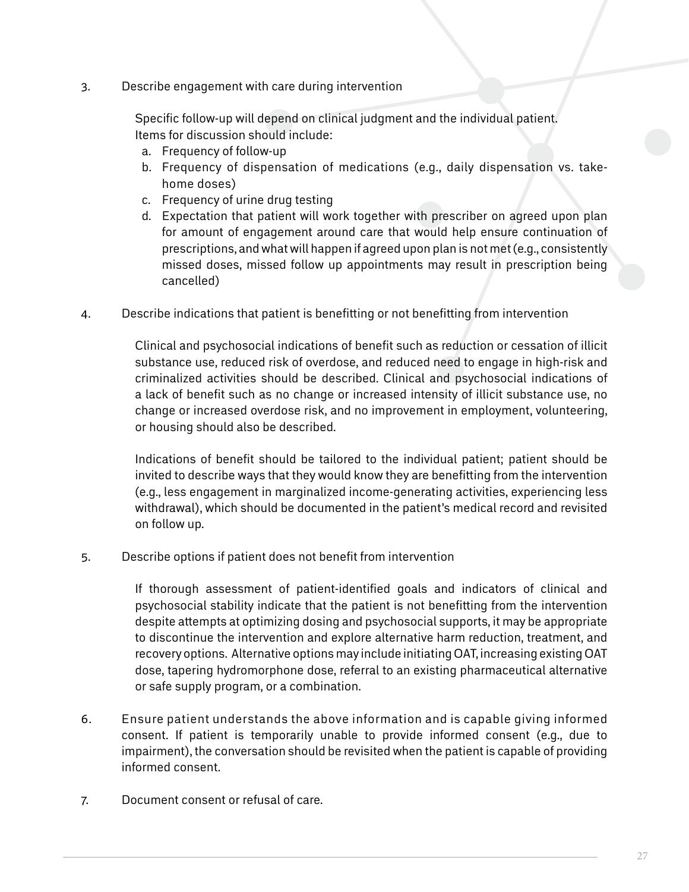3. Describe engagement with care during intervention

    Specific follow-up will depend on clinical judgment and the individual patient. Items for discussion should include:

    a. Frequency of follow-up
    b. Frequency of dispensation of medications (e.g., daily dispensation vs. take-home doses)
    c. Frequency of urine drug testing
    d. Expectation that patient will work together with prescriber on agreed upon plan for amount of engagement around care that would help ensure continuation of prescriptions, and what will happen if agreed upon plan is not met (e.g., consistently missed doses, missed follow up appointments may result in prescription being cancelled)

4. Describe indications that patient is benefitting or not benefitting from intervention

    Clinical and psychosocial indications of benefit such as reduction or cessation of illicit substance use, reduced risk of overdose, and reduced need to engage in high-risk and criminalized activities should be described. Clinical and psychosocial indications of a lack of benefit such as no change or increased intensity of illicit substance use, no change or increased overdose risk, and no improvement in employment, volunteering, or housing should also be described.

    Indications of benefit should be tailored to the individual patient; patient should be invited to describe ways that they would know they are benefitting from the intervention (e.g., less engagement in marginalized income-generating activities, experiencing less withdrawal), which should be documented in the patient's medical record and revisited on follow up.

5. Describe options if patient does not benefit from intervention

    If thorough assessment of patient-identified goals and indicators of clinical and psychosocial stability indicate that the patient is not benefitting from the intervention despite attempts at optimizing dosing and psychosocial supports, it may be appropriate to discontinue the intervention and explore alternative harm reduction, treatment, and recovery options. Alternative options may include initiating OAT, increasing existing OAT dose, tapering hydromorphone dose, referral to an existing pharmaceutical alternative or safe supply program, or a combination.

6. Ensure patient understands the above information and is capable giving informed consent. If patient is temporarily unable to provide informed consent (e.g., due to impairment), the conversation should be revisited when the patient is capable of providing informed consent.

7. Document consent or refusal of care.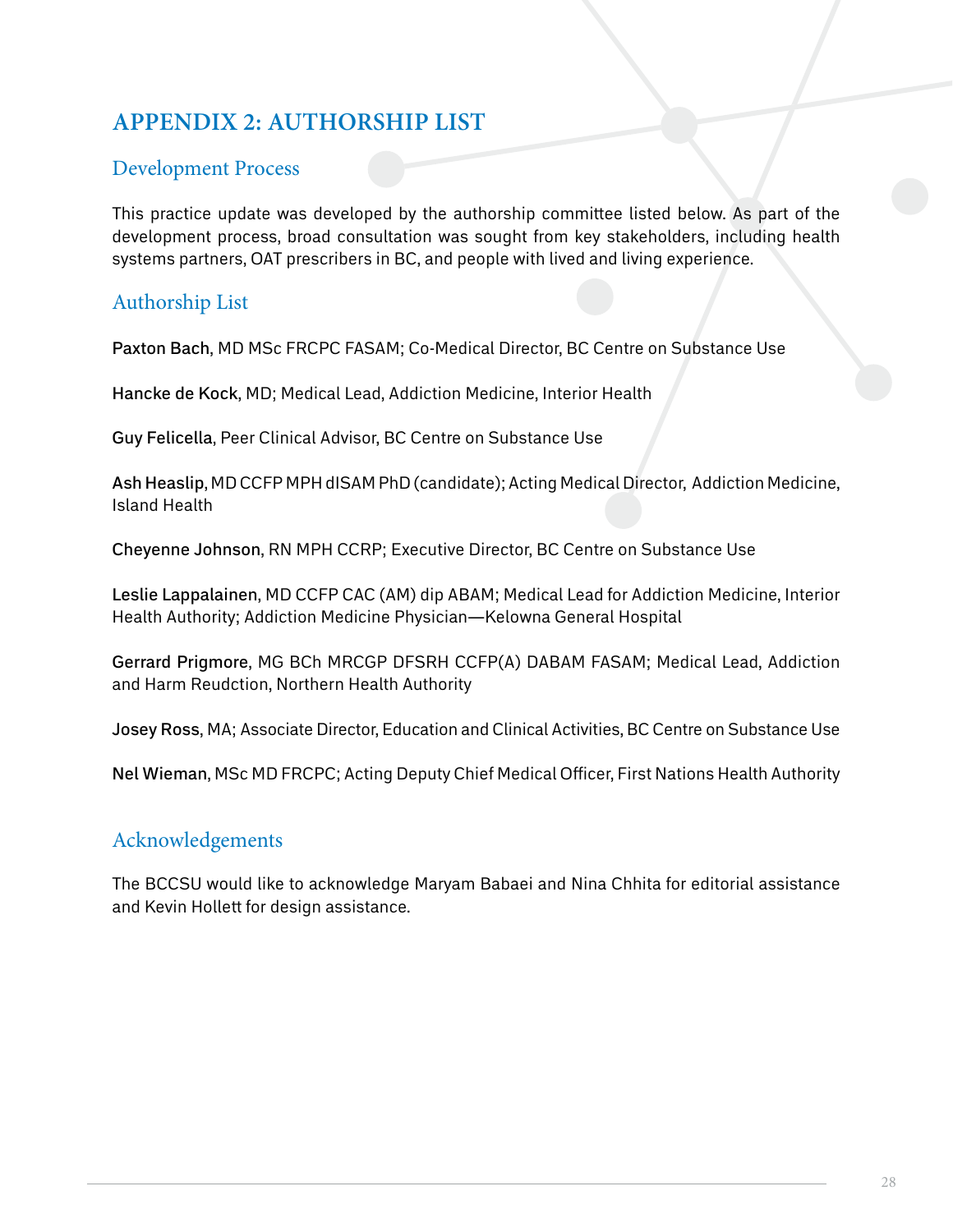# APPENDIX 2: AUTHORSHIP LIST

## Development Process

This practice update was developed by the authorship committee listed below. As part of the development process, broad consultation was sought from key stakeholders, including health systems partners, OAT prescribers in BC, and people with lived and living experience.

## Authorship List

**Paxton Bach**, MD MSc FRCPC FASAM; Co-Medical Director, BC Centre on Substance Use

**Hancke de Kock**, MD; Medical Lead, Addiction Medicine, Interior Health

**Guy Felicella**, Peer Clinical Advisor, BC Centre on Substance Use

**Ash Heaslip**, MD CCFP MPH dISAM PhD (candidate); Acting Medical Director, Addiction Medicine, Island Health

**Cheyenne Johnson**, RN MPH CCRP; Executive Director, BC Centre on Substance Use

**Leslie Lappalainen**, MD CCFP CAC (AM) dip ABAM; Medical Lead for Addiction Medicine, Interior Health Authority; Addiction Medicine Physician—Kelowna General Hospital

**Gerrard Prigmore**, MG BCh MRCGP DFSRH CCFP(A) DABAM FASAM; Medical Lead, Addiction and Harm Reudction, Northern Health Authority

**Josey Ross**, MA; Associate Director, Education and Clinical Activities, BC Centre on Substance Use

**Nel Wieman**, MSc MD FRCPC; Acting Deputy Chief Medical Officer, First Nations Health Authority

## Acknowledgements

The BCCSU would like to acknowledge Maryam Babaei and Nina Chhita for editorial assistance and Kevin Hollett for design assistance.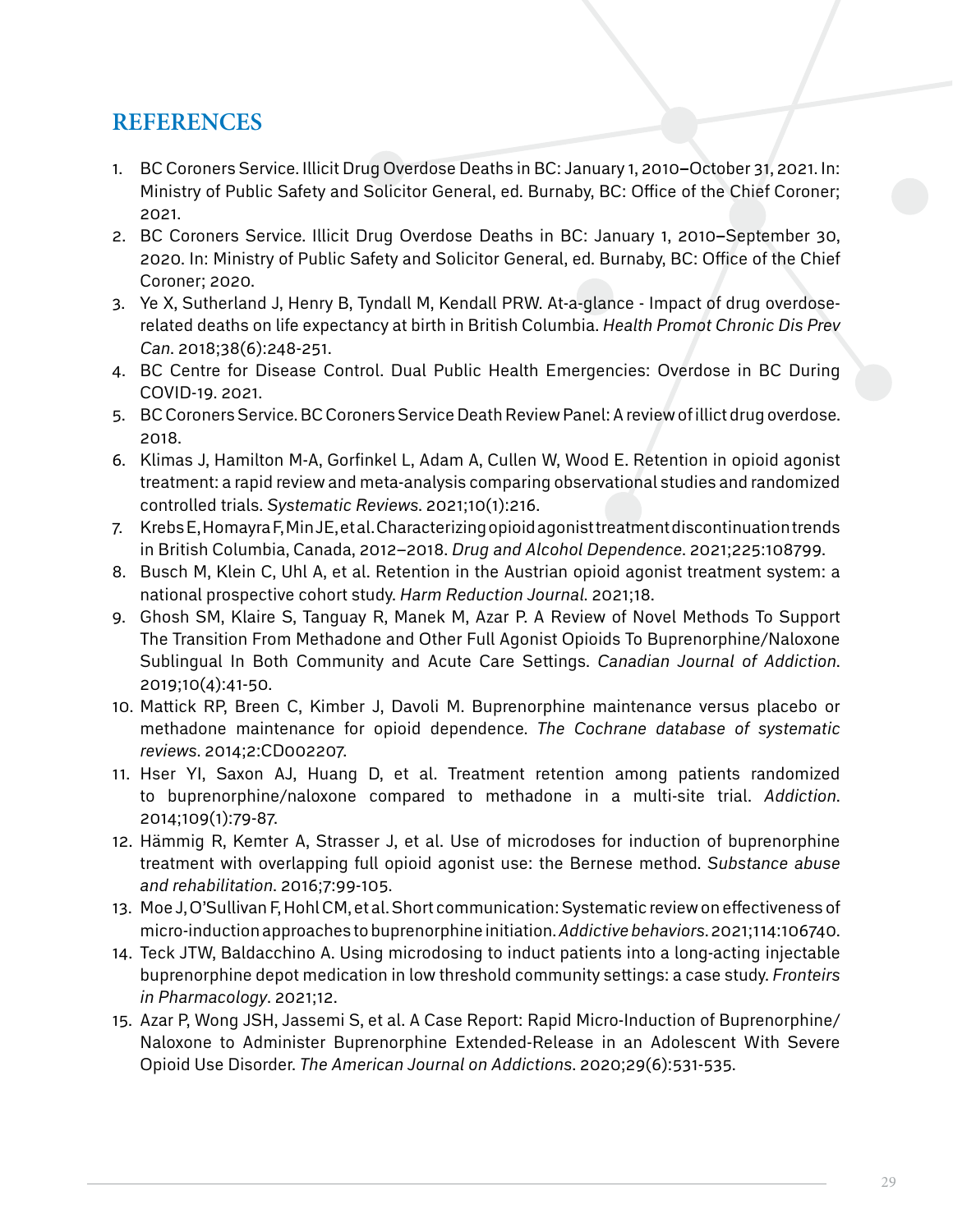## REFERENCES

1. BC Coroners Service. Illicit Drug Overdose Deaths in BC: January 1, 2010–October 31, 2021. In: Ministry of Public Safety and Solicitor General, ed. Burnaby, BC: Office of the Chief Coroner; 2021.
2. BC Coroners Service. Illicit Drug Overdose Deaths in BC: January 1, 2010–September 30, 2020. In: Ministry of Public Safety and Solicitor General, ed. Burnaby, BC: Office of the Chief Coroner; 2020.
3. Ye X, Sutherland J, Henry B, Tyndall M, Kendall PRW. At-a-glance - Impact of drug overdose-related deaths on life expectancy at birth in British Columbia. *Health Promot Chronic Dis Prev Can*. 2018;38(6):248-251.
4. BC Centre for Disease Control. Dual Public Health Emergencies: Overdose in BC During COVID-19. 2021.
5. BC Coroners Service. BC Coroners Service Death Review Panel: A review of illict drug overdose. 2018.
6. Klimas J, Hamilton M-A, Gorfinkel L, Adam A, Cullen W, Wood E. Retention in opioid agonist treatment: a rapid review and meta-analysis comparing observational studies and randomized controlled trials. *Systematic Reviews*. 2021;10(1):216.
7. Krebs E, Homayra F, Min JE, et al. Characterizing opioid agonist treatment discontinuation trends in British Columbia, Canada, 2012–2018. *Drug and Alcohol Dependence*. 2021;225:108799.
8. Busch M, Klein C, Uhl A, et al. Retention in the Austrian opioid agonist treatment system: a national prospective cohort study. *Harm Reduction Journal*. 2021;18.
9. Ghosh SM, Klaire S, Tanguay R, Manek M, Azar P. A Review of Novel Methods To Support The Transition From Methadone and Other Full Agonist Opioids To Buprenorphine/Naloxone Sublingual In Both Community and Acute Care Settings. *Canadian Journal of Addiction*. 2019;10(4):41-50.
10. Mattick RP, Breen C, Kimber J, Davoli M. Buprenorphine maintenance versus placebo or methadone maintenance for opioid dependence. *The Cochrane database of systematic reviews*. 2014;2:CD002207.
11. Hser YI, Saxon AJ, Huang D, et al. Treatment retention among patients randomized to buprenorphine/naloxone compared to methadone in a multi-site trial. *Addiction*. 2014;109(1):79-87.
12. Hämmig R, Kemter A, Strasser J, et al. Use of microdoses for induction of buprenorphine treatment with overlapping full opioid agonist use: the Bernese method. *Substance abuse and rehabilitation*. 2016;7:99-105.
13. Moe J, O'Sullivan F, Hohl CM, et al. Short communication: Systematic review on effectiveness of micro-induction approaches to buprenorphine initiation. *Addictive behaviors*. 2021;114:106740.
14. Teck JTW, Baldacchino A. Using microdosing to induct patients into a long-acting injectable buprenorphine depot medication in low threshold community settings: a case study. *Fronteirs in Pharmacology*. 2021;12.
15. Azar P, Wong JSH, Jassemi S, et al. A Case Report: Rapid Micro-Induction of Buprenorphine/Naloxone to Administer Buprenorphine Extended-Release in an Adolescent With Severe Opioid Use Disorder. *The American Journal on Addictions*. 2020;29(6):531-535.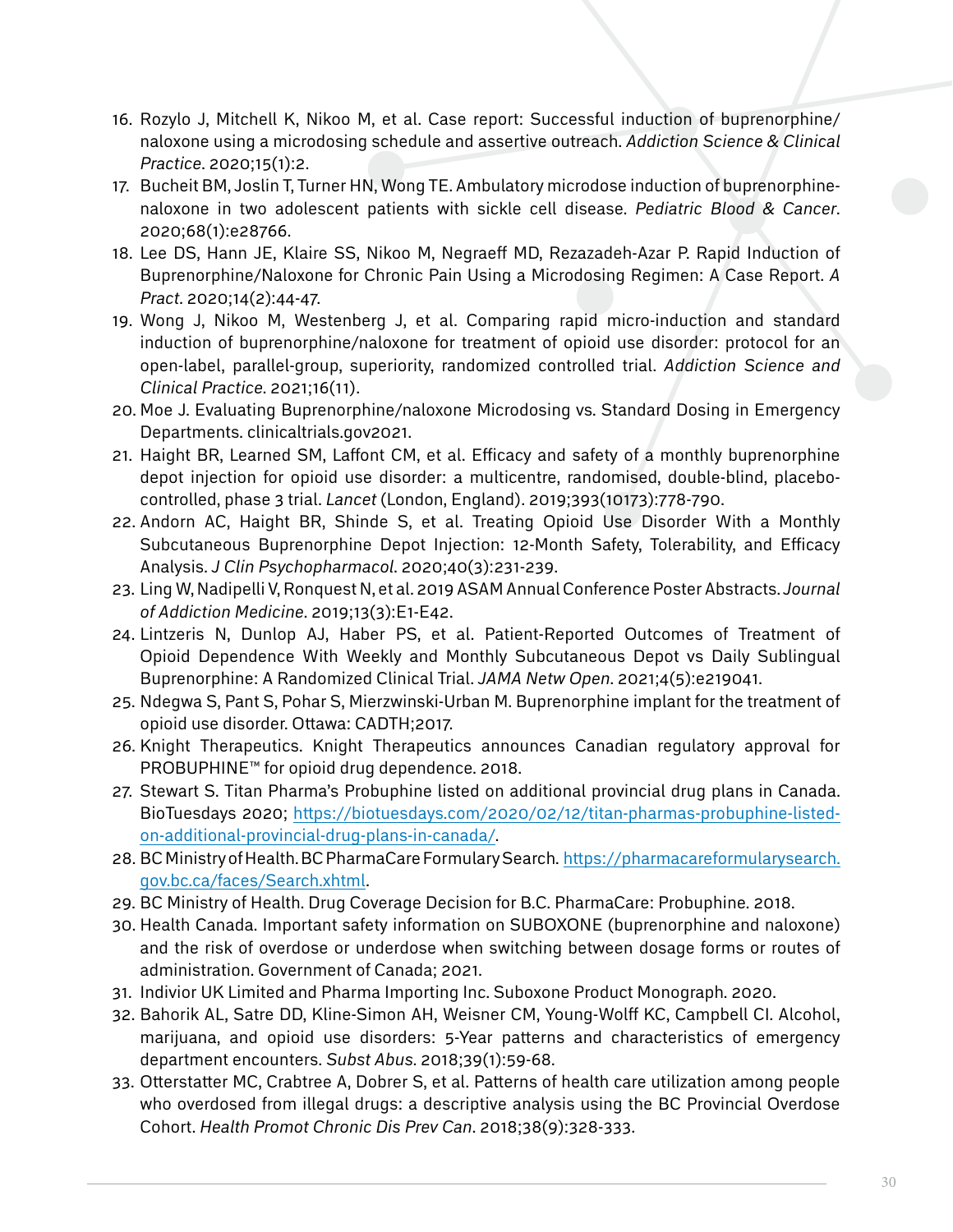16. Rozylo J, Mitchell K, Nikoo M, et al. Case report: Successful induction of buprenorphine/naloxone using a microdosing schedule and assertive outreach. *Addiction Science & Clinical Practice*. 2020;15(1):2.
17. Bucheit BM, Joslin T, Turner HN, Wong TE. Ambulatory microdose induction of buprenorphine-naloxone in two adolescent patients with sickle cell disease. *Pediatric Blood & Cancer*. 2020;68(1):e28766.
18. Lee DS, Hann JE, Klaire SS, Nikoo M, Negraeff MD, Rezazadeh-Azar P. Rapid Induction of Buprenorphine/Naloxone for Chronic Pain Using a Microdosing Regimen: A Case Report. *A Pract*. 2020;14(2):44-47.
19. Wong J, Nikoo M, Westenberg J, et al. Comparing rapid micro-induction and standard induction of buprenorphine/naloxone for treatment of opioid use disorder: protocol for an open-label, parallel-group, superiority, randomized controlled trial. *Addiction Science and Clinical Practice*. 2021;16(11).
20. Moe J. Evaluating Buprenorphine/naloxone Microdosing vs. Standard Dosing in Emergency Departments. clinicaltrials.gov2021.
21. Haight BR, Learned SM, Laffont CM, et al. Efficacy and safety of a monthly buprenorphine depot injection for opioid use disorder: a multicentre, randomised, double-blind, placebo-controlled, phase 3 trial. *Lancet* (London, England). 2019;393(10173):778-790.
22. Andorn AC, Haight BR, Shinde S, et al. Treating Opioid Use Disorder With a Monthly Subcutaneous Buprenorphine Depot Injection: 12-Month Safety, Tolerability, and Efficacy Analysis. *J Clin Psychopharmacol*. 2020;40(3):231-239.
23. Ling W, Nadipelli V, Ronquest N, et al. 2019 ASAM Annual Conference Poster Abstracts. *Journal of Addiction Medicine*. 2019;13(3):E1-E42.
24. Lintzeris N, Dunlop AJ, Haber PS, et al. Patient-Reported Outcomes of Treatment of Opioid Dependence With Weekly and Monthly Subcutaneous Depot vs Daily Sublingual Buprenorphine: A Randomized Clinical Trial. *JAMA Netw Open*. 2021;4(5):e219041.
25. Ndegwa S, Pant S, Pohar S, Mierzwinski-Urban M. Buprenorphine implant for the treatment of opioid use disorder. Ottawa: CADTH;2017.
26. Knight Therapeutics. Knight Therapeutics announces Canadian regulatory approval for PROBUPHINE™ for opioid drug dependence. 2018.
27. Stewart S. Titan Pharma's Probuphine listed on additional provincial drug plans in Canada. BioTuesdays 2020; https://biotuesdays.com/2020/02/12/titan-pharmas-probuphine-listed-on-additional-provincial-drug-plans-in-canada/.
28. BC Ministry of Health. BC PharmaCare Formulary Search. https://pharmacareformularysearch.gov.bc.ca/faces/Search.xhtml.
29. BC Ministry of Health. Drug Coverage Decision for B.C. PharmaCare: Probuphine. 2018.
30. Health Canada. Important safety information on SUBOXONE (buprenorphine and naloxone) and the risk of overdose or underdose when switching between dosage forms or routes of administration. Government of Canada; 2021.
31. Indivior UK Limited and Pharma Importing Inc. Suboxone Product Monograph. 2020.
32. Bahorik AL, Satre DD, Kline-Simon AH, Weisner CM, Young-Wolff KC, Campbell CI. Alcohol, marijuana, and opioid use disorders: 5-Year patterns and characteristics of emergency department encounters. *Subst Abus*. 2018;39(1):59-68.
33. Otterstatter MC, Crabtree A, Dobrer S, et al. Patterns of health care utilization among people who overdosed from illegal drugs: a descriptive analysis using the BC Provincial Overdose Cohort. *Health Promot Chronic Dis Prev Can*. 2018;38(9):328-333.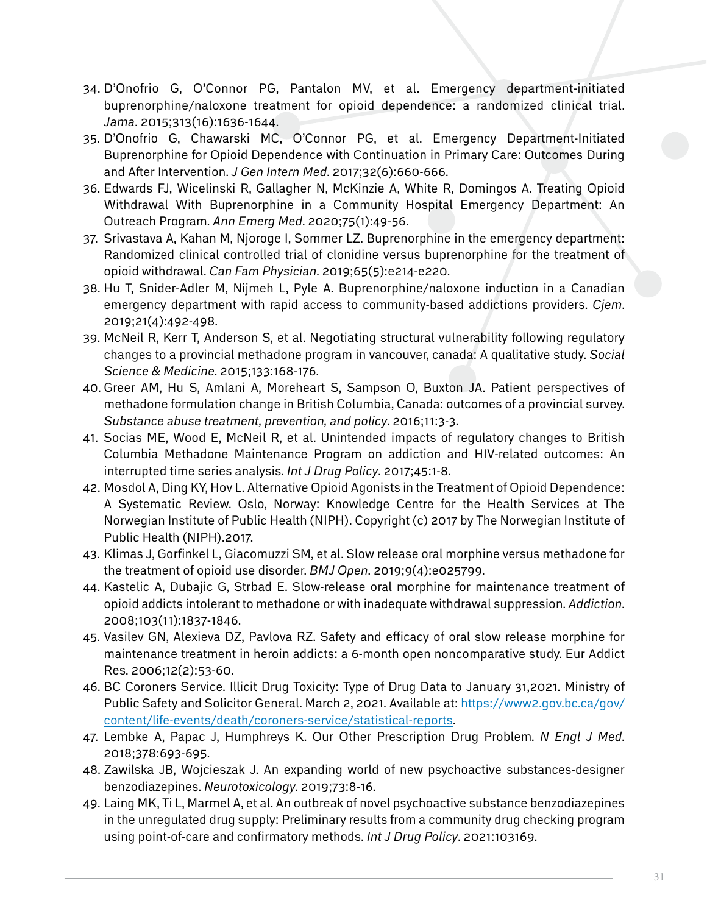34. D'Onofrio G, O'Connor PG, Pantalon MV, et al. Emergency department-initiated buprenorphine/naloxone treatment for opioid dependence: a randomized clinical trial. *Jama*. 2015;313(16):1636-1644.
35. D'Onofrio G, Chawarski MC, O'Connor PG, et al. Emergency Department-Initiated Buprenorphine for Opioid Dependence with Continuation in Primary Care: Outcomes During and After Intervention. *J Gen Intern Med*. 2017;32(6):660-666.
36. Edwards FJ, Wicelinski R, Gallagher N, McKinzie A, White R, Domingos A. Treating Opioid Withdrawal With Buprenorphine in a Community Hospital Emergency Department: An Outreach Program. *Ann Emerg Med*. 2020;75(1):49-56.
37. Srivastava A, Kahan M, Njoroge I, Sommer LZ. Buprenorphine in the emergency department: Randomized clinical controlled trial of clonidine versus buprenorphine for the treatment of opioid withdrawal. *Can Fam Physician*. 2019;65(5):e214-e220.
38. Hu T, Snider-Adler M, Nijmeh L, Pyle A. Buprenorphine/naloxone induction in a Canadian emergency department with rapid access to community-based addictions providers. *Cjem*. 2019;21(4):492-498.
39. McNeil R, Kerr T, Anderson S, et al. Negotiating structural vulnerability following regulatory changes to a provincial methadone program in vancouver, canada: A qualitative study. *Social Science & Medicine*. 2015;133:168-176.
40. Greer AM, Hu S, Amlani A, Moreheart S, Sampson O, Buxton JA. Patient perspectives of methadone formulation change in British Columbia, Canada: outcomes of a provincial survey. *Substance abuse treatment, prevention, and policy*. 2016;11:3-3.
41. Socias ME, Wood E, McNeil R, et al. Unintended impacts of regulatory changes to British Columbia Methadone Maintenance Program on addiction and HIV-related outcomes: An interrupted time series analysis. *Int J Drug Policy*. 2017;45:1-8.
42. Mosdol A, Ding KY, Hov L. Alternative Opioid Agonists in the Treatment of Opioid Dependence: A Systematic Review. Oslo, Norway: Knowledge Centre for the Health Services at The Norwegian Institute of Public Health (NIPH). Copyright (c) 2017 by The Norwegian Institute of Public Health (NIPH).2017.
43. Klimas J, Gorfinkel L, Giacomuzzi SM, et al. Slow release oral morphine versus methadone for the treatment of opioid use disorder. *BMJ Open*. 2019;9(4):e025799.
44. Kastelic A, Dubajic G, Strbad E. Slow-release oral morphine for maintenance treatment of opioid addicts intolerant to methadone or with inadequate withdrawal suppression. *Addiction*. 2008;103(11):1837-1846.
45. Vasilev GN, Alexieva DZ, Pavlova RZ. Safety and efficacy of oral slow release morphine for maintenance treatment in heroin addicts: a 6-month open noncomparative study. Eur Addict Res. 2006;12(2):53-60.
46. BC Coroners Service. Illicit Drug Toxicity: Type of Drug Data to January 31,2021. Ministry of Public Safety and Solicitor General. March 2, 2021. Available at: https://www2.gov.bc.ca/gov/content/life-events/death/coroners-service/statistical-reports.
47. Lembke A, Papac J, Humphreys K. Our Other Prescription Drug Problem. *N Engl J Med*. 2018;378:693-695.
48. Zawilska JB, Wojcieszak J. An expanding world of new psychoactive substances-designer benzodiazepines. *Neurotoxicology*. 2019;73:8-16.
49. Laing MK, Ti L, Marmel A, et al. An outbreak of novel psychoactive substance benzodiazepines in the unregulated drug supply: Preliminary results from a community drug checking program using point-of-care and confirmatory methods. *Int J Drug Policy*. 2021:103169.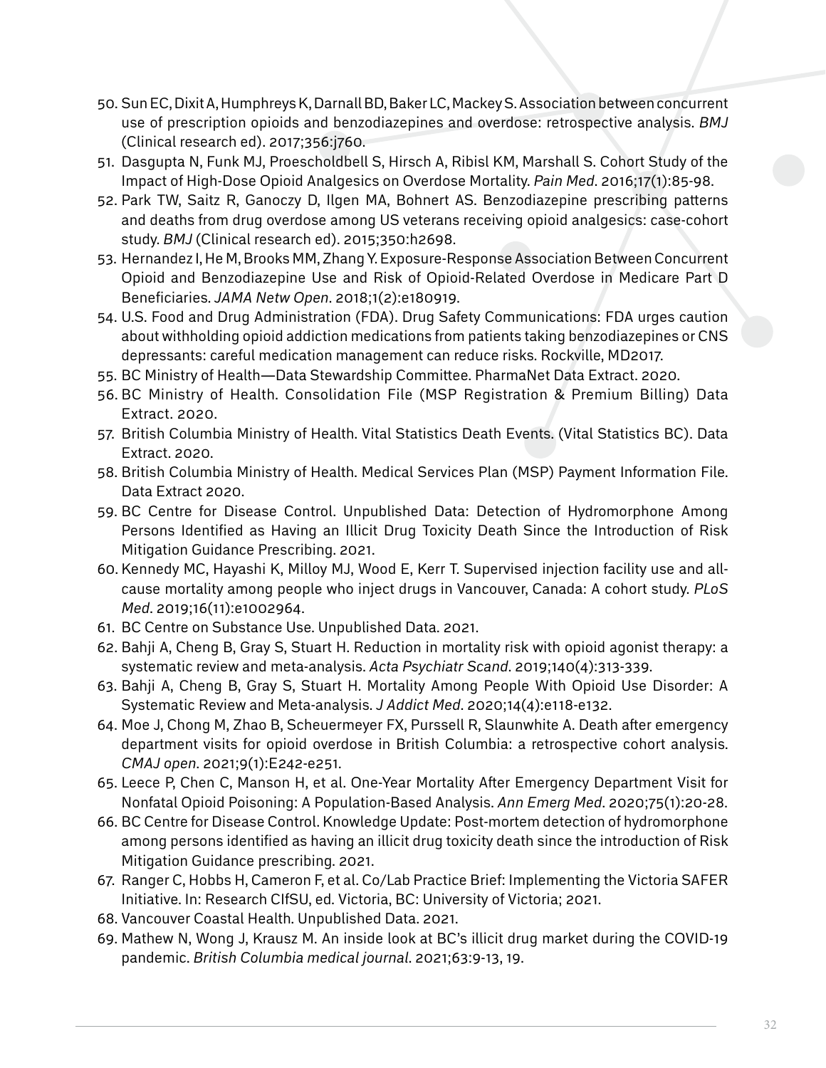50. Sun EC, Dixit A, Humphreys K, Darnall BD, Baker LC, Mackey S. Association between concurrent use of prescription opioids and benzodiazepines and overdose: retrospective analysis. *BMJ* (Clinical research ed). 2017;356:j760.
51. Dasgupta N, Funk MJ, Proescholdbell S, Hirsch A, Ribisl KM, Marshall S. Cohort Study of the Impact of High-Dose Opioid Analgesics on Overdose Mortality. *Pain Med*. 2016;17(1):85-98.
52. Park TW, Saitz R, Ganoczy D, Ilgen MA, Bohnert AS. Benzodiazepine prescribing patterns and deaths from drug overdose among US veterans receiving opioid analgesics: case-cohort study. *BMJ* (Clinical research ed). 2015;350:h2698.
53. Hernandez I, He M, Brooks MM, Zhang Y. Exposure-Response Association Between Concurrent Opioid and Benzodiazepine Use and Risk of Opioid-Related Overdose in Medicare Part D Beneficiaries. *JAMA Netw Open*. 2018;1(2):e180919.
54. U.S. Food and Drug Administration (FDA). Drug Safety Communications: FDA urges caution about withholding opioid addiction medications from patients taking benzodiazepines or CNS depressants: careful medication management can reduce risks. Rockville, MD2017.
55. BC Ministry of Health—Data Stewardship Committee. PharmaNet Data Extract. 2020.
56. BC Ministry of Health. Consolidation File (MSP Registration & Premium Billing) Data Extract. 2020.
57. British Columbia Ministry of Health. Vital Statistics Death Events. (Vital Statistics BC). Data Extract. 2020.
58. British Columbia Ministry of Health. Medical Services Plan (MSP) Payment Information File. Data Extract 2020.
59. BC Centre for Disease Control. Unpublished Data: Detection of Hydromorphone Among Persons Identified as Having an Illicit Drug Toxicity Death Since the Introduction of Risk Mitigation Guidance Prescribing. 2021.
60. Kennedy MC, Hayashi K, Milloy MJ, Wood E, Kerr T. Supervised injection facility use and all-cause mortality among people who inject drugs in Vancouver, Canada: A cohort study. *PLoS Med*. 2019;16(11):e1002964.
61. BC Centre on Substance Use. Unpublished Data. 2021.
62. Bahji A, Cheng B, Gray S, Stuart H. Reduction in mortality risk with opioid agonist therapy: a systematic review and meta-analysis. *Acta Psychiatr Scand*. 2019;140(4):313-339.
63. Bahji A, Cheng B, Gray S, Stuart H. Mortality Among People With Opioid Use Disorder: A Systematic Review and Meta-analysis. *J Addict Med*. 2020;14(4):e118-e132.
64. Moe J, Chong M, Zhao B, Scheuermeyer FX, Purssell R, Slaunwhite A. Death after emergency department visits for opioid overdose in British Columbia: a retrospective cohort analysis. *CMAJ open*. 2021;9(1):E242-e251.
65. Leece P, Chen C, Manson H, et al. One-Year Mortality After Emergency Department Visit for Nonfatal Opioid Poisoning: A Population-Based Analysis. *Ann Emerg Med*. 2020;75(1):20-28.
66. BC Centre for Disease Control. Knowledge Update: Post-mortem detection of hydromorphone among persons identified as having an illicit drug toxicity death since the introduction of Risk Mitigation Guidance prescribing. 2021.
67. Ranger C, Hobbs H, Cameron F, et al. Co/Lab Practice Brief: Implementing the Victoria SAFER Initiative. In: Research CIfSU, ed. Victoria, BC: University of Victoria; 2021.
68. Vancouver Coastal Health. Unpublished Data. 2021.
69. Mathew N, Wong J, Krausz M. An inside look at BC's illicit drug market during the COVID-19 pandemic. *British Columbia medical journal*. 2021;63:9-13, 19.